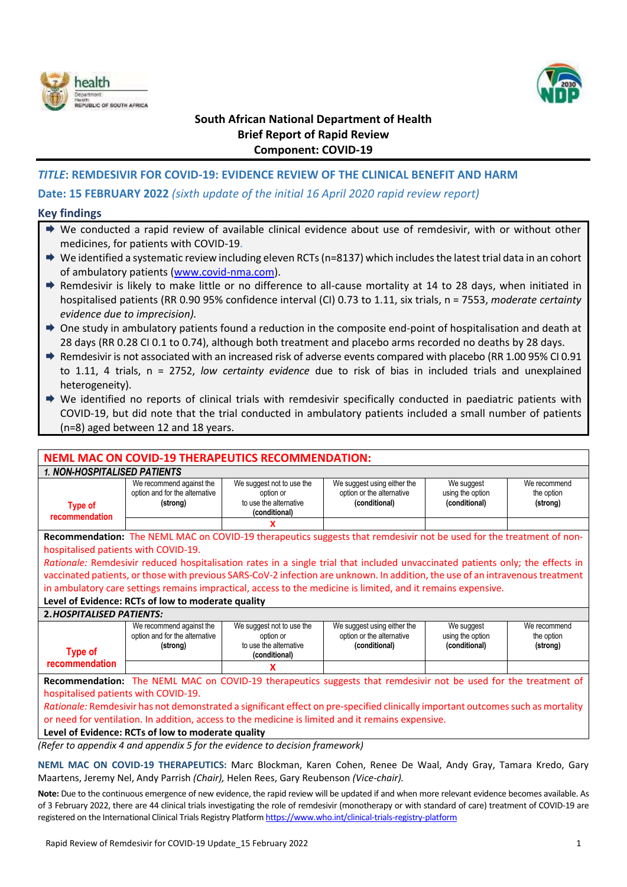**South African National Department of Health**
**Brief Report of Rapid Review**
**Component: COVID-19**

## *TITLE*: REMDESIVIR FOR COVID-19: EVIDENCE REVIEW OF THE CLINICAL BENEFIT AND HARM

**Date: 15 FEBRUARY 2022** *(sixth update of the initial 16 April 2020 rapid review report)*

### Key findings

- We conducted a rapid review of available clinical evidence about use of remdesivir, with or without other medicines, for patients with COVID-19.
- We identified a systematic review including eleven RCTs (n=8137) which includes the latest trial data in an cohort of ambulatory patients (www.covid-nma.com).
- Remdesivir is likely to make little or no difference to all-cause mortality at 14 to 28 days, when initiated in hospitalised patients (RR 0.90 95% confidence interval (CI) 0.73 to 1.11, six trials, n = 7553, *moderate certainty evidence due to imprecision).*
- One study in ambulatory patients found a reduction in the composite end-point of hospitalisation and death at 28 days (RR 0.28 CI 0.1 to 0.74), although both treatment and placebo arms recorded no deaths by 28 days.
- Remdesivir is not associated with an increased risk of adverse events compared with placebo (RR 1.00 95% CI 0.91 to 1.11, 4 trials, n = 2752, *low certainty evidence* due to risk of bias in included trials and unexplained heterogeneity).
- We identified no reports of clinical trials with remdesivir specifically conducted in paediatric patients with COVID-19, but did note that the trial conducted in ambulatory patients included a small number of patients (n=8) aged between 12 and 18 years.

**NEML MAC ON COVID-19 THERAPEUTICS RECOMMENDATION:**

***1. NON-HOSPITALISED PATIENTS***

| Type of recommendation | We recommend against the option and for the alternative (strong) | We suggest not to use the option or to use the alternative (conditional) | We suggest using either the option or the alternative (conditional) | We suggest using the option (conditional) | We recommend the option (strong) |
|---|---|---|---|---|---|
| | | X | | | |

**Recommendation:** The NEML MAC on COVID-19 therapeutics suggests that remdesivir not be used for the treatment of non-hospitalised patients with COVID-19.

*Rationale:* Remdesivir reduced hospitalisation rates in a single trial that included unvaccinated patients only; the effects in vaccinated patients, or those with previous SARS-CoV-2 infection are unknown. In addition, the use of an intravenous treatment in ambulatory care settings remains impractical, access to the medicine is limited, and it remains expensive.

**Level of Evidence: RCTs of low to moderate quality**

***2. HOSPITALISED PATIENTS:***

| Type of recommendation | We recommend against the option and for the alternative (strong) | We suggest not to use the option or to use the alternative (conditional) | We suggest using either the option or the alternative (conditional) | We suggest using the option (conditional) | We recommend the option (strong) |
|---|---|---|---|---|---|
| | | X | | | |

**Recommendation:** The NEML MAC on COVID-19 therapeutics suggests that remdesivir not be used for the treatment of hospitalised patients with COVID-19.

*Rationale:* Remdesivir has not demonstrated a significant effect on pre-specified clinically important outcomes such as mortality or need for ventilation. In addition, access to the medicine is limited and it remains expensive.

**Level of Evidence: RCTs of low to moderate quality**

*(Refer to appendix 4 and appendix 5 for the evidence to decision framework)*

**NEML MAC ON COVID-19 THERAPEUTICS:** Marc Blockman, Karen Cohen, Renee De Waal, Andy Gray, Tamara Kredo, Gary Maartens, Jeremy Nel, Andy Parrish *(Chair)*, Helen Rees, Gary Reubenson *(Vice-chair).*

**Note:** Due to the continuous emergence of new evidence, the rapid review will be updated if and when more relevant evidence becomes available. As of 3 February 2022, there are 44 clinical trials investigating the role of remdesivir (monotherapy or with standard of care) treatment of COVID-19 are registered on the International Clinical Trials Registry Platform https://www.who.int/clinical-trials-registry-platform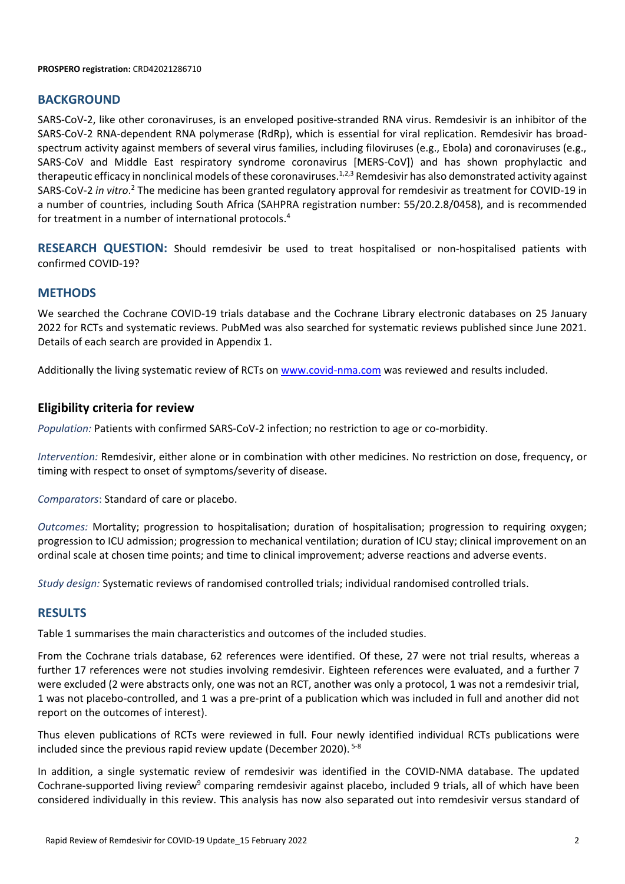**PROSPERO registration:** CRD42021286710

## BACKGROUND

SARS-CoV-2, like other coronaviruses, is an enveloped positive-stranded RNA virus. Remdesivir is an inhibitor of the SARS-CoV-2 RNA-dependent RNA polymerase (RdRp), which is essential for viral replication. Remdesivir has broad-spectrum activity against members of several virus families, including filoviruses (e.g., Ebola) and coronaviruses (e.g., SARS-CoV and Middle East respiratory syndrome coronavirus [MERS-CoV]) and has shown prophylactic and therapeutic efficacy in nonclinical models of these coronaviruses.[1,2,3] Remdesivir has also demonstrated activity against SARS-CoV-2 *in vitro*.[2] The medicine has been granted regulatory approval for remdesivir as treatment for COVID-19 in a number of countries, including South Africa (SAHPRA registration number: 55/20.2.8/0458), and is recommended for treatment in a number of international protocols.[4]

## RESEARCH QUESTION:

Should remdesivir be used to treat hospitalised or non-hospitalised patients with confirmed COVID-19?

## METHODS

We searched the Cochrane COVID-19 trials database and the Cochrane Library electronic databases on 25 January 2022 for RCTs and systematic reviews. PubMed was also searched for systematic reviews published since June 2021. Details of each search are provided in Appendix 1.

Additionally the living systematic review of RCTs on [www.covid-nma.com](www.covid-nma.com) was reviewed and results included.

### Eligibility criteria for review

*Population:* Patients with confirmed SARS-CoV-2 infection; no restriction to age or co-morbidity.

*Intervention:* Remdesivir, either alone or in combination with other medicines. No restriction on dose, frequency, or timing with respect to onset of symptoms/severity of disease.

*Comparators*: Standard of care or placebo.

*Outcomes:* Mortality; progression to hospitalisation; duration of hospitalisation; progression to requiring oxygen; progression to ICU admission; progression to mechanical ventilation; duration of ICU stay; clinical improvement on an ordinal scale at chosen time points; and time to clinical improvement; adverse reactions and adverse events.

*Study design:* Systematic reviews of randomised controlled trials; individual randomised controlled trials.

## RESULTS

Table 1 summarises the main characteristics and outcomes of the included studies.

From the Cochrane trials database, 62 references were identified. Of these, 27 were not trial results, whereas a further 17 references were not studies involving remdesivir. Eighteen references were evaluated, and a further 7 were excluded (2 were abstracts only, one was not an RCT, another was only a protocol, 1 was not a remdesivir trial, 1 was not placebo-controlled, and 1 was a pre-print of a publication which was included in full and another did not report on the outcomes of interest).

Thus eleven publications of RCTs were reviewed in full. Four newly identified individual RCTs publications were included since the previous rapid review update (December 2020).[5-8]

In addition, a single systematic review of remdesivir was identified in the COVID-NMA database. The updated Cochrane-supported living review[9] comparing remdesivir against placebo, included 9 trials, all of which have been considered individually in this review. This analysis has now also separated out into remdesivir versus standard of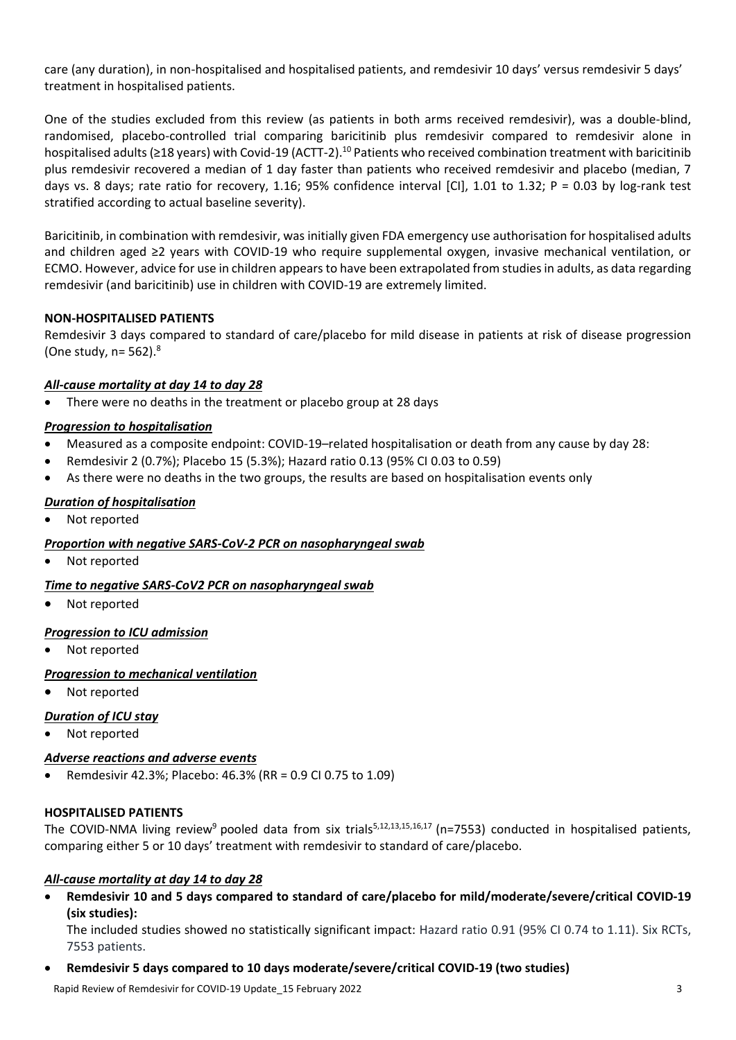care (any duration), in non-hospitalised and hospitalised patients, and remdesivir 10 days versus remdesivir 5 days' treatment in hospitalised patients.

One of the studies excluded from this review (as patients in both arms received remdesivir), was a double-blind, randomised, placebo-controlled trial comparing baricitinib plus remdesivir compared to remdesivir alone in hospitalised adults (≥18 years) with Covid-19 (ACTT-2).[10] Patients who received combination treatment with baricitinib plus remdesivir recovered a median of 1 day faster than patients who received remdesivir and placebo (median, 7 days vs. 8 days; rate ratio for recovery, 1.16; 95% confidence interval [CI], 1.01 to 1.32; P = 0.03 by log-rank test stratified according to actual baseline severity).

Baricitinib, in combination with remdesivir, was initially given FDA emergency use authorisation for hospitalised adults and children aged ≥2 years with COVID-19 who require supplemental oxygen, invasive mechanical ventilation, or ECMO. However, advice for use in children appears to have been extrapolated from studies in adults, as data regarding remdesivir (and baricitinib) use in children with COVID-19 are extremely limited.

**NON-HOSPITALISED PATIENTS**

Remdesivir 3 days compared to standard of care/placebo for mild disease in patients at risk of disease progression (One study, n= 562).[8]

***All-cause mortality at day 14 to day 28***

- There were no deaths in the treatment or placebo group at 28 days

***Progression to hospitalisation***

- Measured as a composite endpoint: COVID-19–related hospitalisation or death from any cause by day 28:
- Remdesivir 2 (0.7%); Placebo 15 (5.3%); Hazard ratio 0.13 (95% CI 0.03 to 0.59)
- As there were no deaths in the two groups, the results are based on hospitalisation events only

***Duration of hospitalisation***

- Not reported

***Proportion with negative SARS-CoV-2 PCR on nasopharyngeal swab***

- Not reported

***Time to negative SARS-CoV2 PCR on nasopharyngeal swab***

- Not reported

***Progression to ICU admission***

- Not reported

***Progression to mechanical ventilation***

- Not reported

***Duration of ICU stay***

- Not reported

***Adverse reactions and adverse events***

- Remdesivir 42.3%; Placebo: 46.3% (RR = 0.9 CI 0.75 to 1.09)

**HOSPITALISED PATIENTS**

The COVID-NMA living review[9] pooled data from six trials[5,12,13,15,16,17] (n=7553) conducted in hospitalised patients, comparing either 5 or 10 days' treatment with remdesivir to standard of care/placebo.

***All-cause mortality at day 14 to day 28***

- **Remdesivir 10 and 5 days compared to standard of care/placebo for mild/moderate/severe/critical COVID-19 (six studies):**
  The included studies showed no statistically significant impact: Hazard ratio 0.91 (95% CI 0.74 to 1.11). Six RCTs, 7553 patients.
- **Remdesivir 5 days compared to 10 days moderate/severe/critical COVID-19 (two studies)**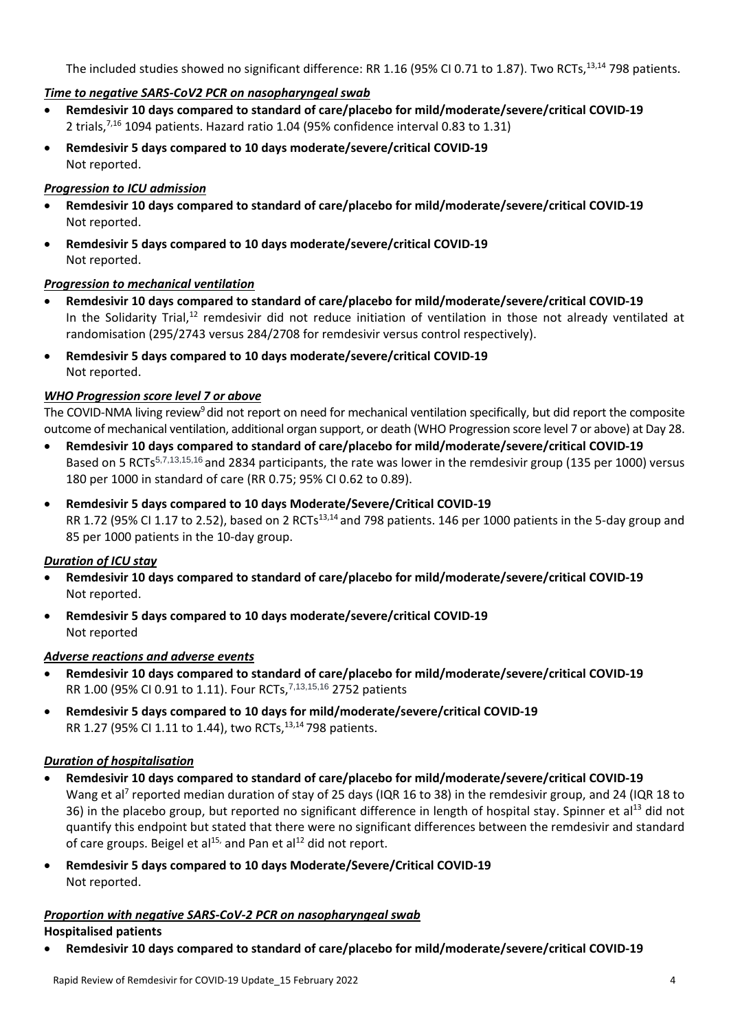The included studies showed no significant difference: RR 1.16 (95% CI 0.71 to 1.87). Two RCTs,[13,14] 798 patients.

### ***Time to negative SARS-CoV2 PCR on nasopharyngeal swab***

- **Remdesivir 10 days compared to standard of care/placebo for mild/moderate/severe/critical COVID-19**
  2 trials,[7,16] 1094 patients. Hazard ratio 1.04 (95% confidence interval 0.83 to 1.31)
- **Remdesivir 5 days compared to 10 days moderate/severe/critical COVID-19**
  Not reported.

### ***Progression to ICU admission***

- **Remdesivir 10 days compared to standard of care/placebo for mild/moderate/severe/critical COVID-19**
  Not reported.
- **Remdesivir 5 days compared to 10 days moderate/severe/critical COVID-19**
  Not reported.

### ***Progression to mechanical ventilation***

- **Remdesivir 10 days compared to standard of care/placebo for mild/moderate/severe/critical COVID-19**
  In the Solidarity Trial,[12] remdesivir did not reduce initiation of ventilation in those not already ventilated at randomisation (295/2743 versus 284/2708 for remdesivir versus control respectively).
- **Remdesivir 5 days compared to 10 days moderate/severe/critical COVID-19**
  Not reported.

### ***WHO Progression score level 7 or above***

The COVID-NMA living review[9] did not report on need for mechanical ventilation specifically, but did report the composite outcome of mechanical ventilation, additional organ support, or death (WHO Progression score level 7 or above) at Day 28.

- **Remdesivir 10 days compared to standard of care/placebo for mild/moderate/severe/critical COVID-19**
  Based on 5 RCTs[5,7,13,15,16] and 2834 participants, the rate was lower in the remdesivir group (135 per 1000) versus 180 per 1000 in standard of care (RR 0.75; 95% CI 0.62 to 0.89).
- **Remdesivir 5 days compared to 10 days Moderate/Severe/Critical COVID-19**
  RR 1.72 (95% CI 1.17 to 2.52), based on 2 RCTs[13,14] and 798 patients. 146 per 1000 patients in the 5-day group and 85 per 1000 patients in the 10-day group.

### ***Duration of ICU stay***

- **Remdesivir 10 days compared to standard of care/placebo for mild/moderate/severe/critical COVID-19**
  Not reported.
- **Remdesivir 5 days compared to 10 days moderate/severe/critical COVID-19**
  Not reported

### ***Adverse reactions and adverse events***

- **Remdesivir 10 days compared to standard of care/placebo for mild/moderate/severe/critical COVID-19**
  RR 1.00 (95% CI 0.91 to 1.11). Four RCTs,[7,13,15,16] 2752 patients
- **Remdesivir 5 days compared to 10 days for mild/moderate/severe/critical COVID-19**
  RR 1.27 (95% CI 1.11 to 1.44), two RCTs,[13,14] 798 patients.

### ***Duration of hospitalisation***

- **Remdesivir 10 days compared to standard of care/placebo for mild/moderate/severe/critical COVID-19**
  Wang et al[7] reported median duration of stay of 25 days (IQR 16 to 38) in the remdesivir group, and 24 (IQR 18 to 36) in the placebo group, but reported no significant difference in length of hospital stay. Spinner et al[13] did not quantify this endpoint but stated that there were no significant differences between the remdesivir and standard of care groups. Beigel et al[15,] and Pan et al[12] did not report.
- **Remdesivir 5 days compared to 10 days Moderate/Severe/Critical COVID-19**
  Not reported.

### ***Proportion with negative SARS-CoV-2 PCR on nasopharyngeal swab***

**Hospitalised patients**

- **Remdesivir 10 days compared to standard of care/placebo for mild/moderate/severe/critical COVID-19**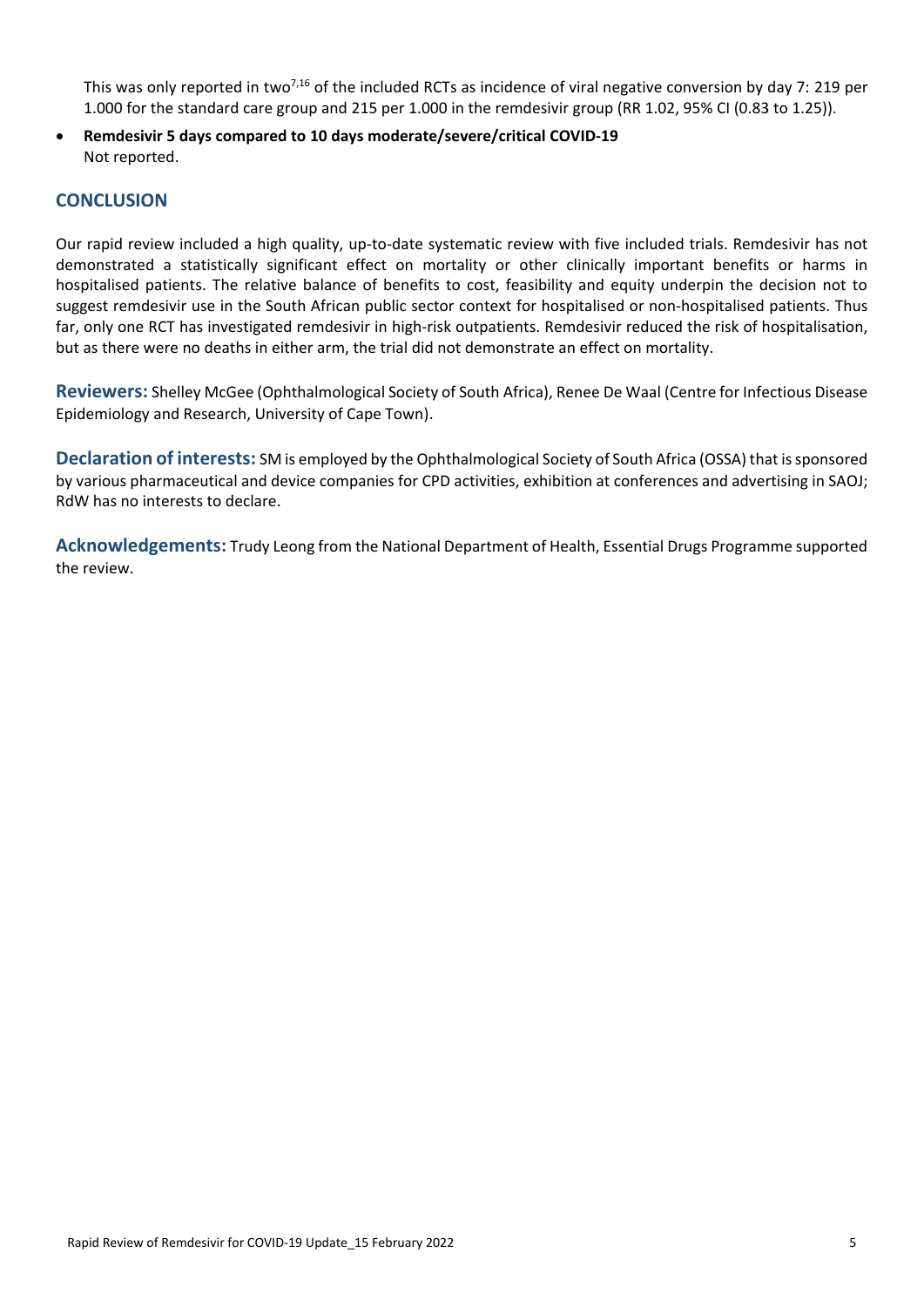This was only reported in two[7,16] of the included RCTs as incidence of viral negative conversion by day 7: 219 per 1.000 for the standard care group and 215 per 1.000 in the remdesivir group (RR 1.02, 95% CI (0.83 to 1.25)).

- **Remdesivir 5 days compared to 10 days moderate/severe/critical COVID-19**
  Not reported.

## CONCLUSION

Our rapid review included a high quality, up-to-date systematic review with five included trials. Remdesivir has not demonstrated a statistically significant effect on mortality or other clinically important benefits or harms in hospitalised patients. The relative balance of benefits to cost, feasibility and equity underpin the decision not to suggest remdesivir use in the South African public sector context for hospitalised or non-hospitalised patients. Thus far, only one RCT has investigated remdesivir in high-risk outpatients. Remdesivir reduced the risk of hospitalisation, but as there were no deaths in either arm, the trial did not demonstrate an effect on mortality.

**Reviewers:** Shelley McGee (Ophthalmological Society of South Africa), Renee De Waal (Centre for Infectious Disease Epidemiology and Research, University of Cape Town).

**Declaration of interests:** SM is employed by the Ophthalmological Society of South Africa (OSSA) that is sponsored by various pharmaceutical and device companies for CPD activities, exhibition at conferences and advertising in SAOJ; RdW has no interests to declare.

**Acknowledgements:** Trudy Leong from the National Department of Health, Essential Drugs Programme supported the review.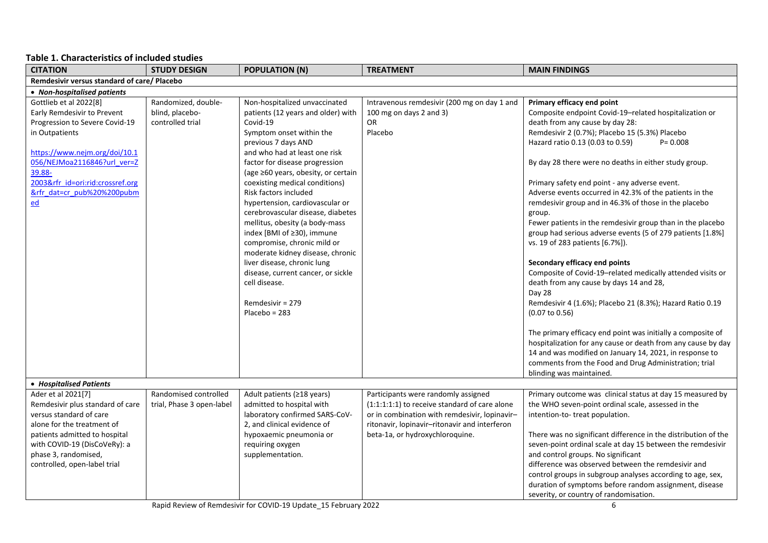**Table 1. Characteristics of included studies**

| CITATION | STUDY DESIGN | POPULATION (N) | TREATMENT | MAIN FINDINGS |
|---|---|---|---|---|
| **Remdesivir versus standard of care/ Placebo** | | | | |
| • ***Non-hospitalised patients*** | | | | |
| Gottlieb et al 2022[8]<br>Early Remdesivir to Prevent Progression to Severe Covid-19 in Outpatients<br><br>https://www.nejm.org/doi/10.1056/NEJMoa2116846?url_ver=Z39.88-2003&rfr_id=ori:rid:crossref.org&rfr_dat=cr_pub%20%200pubmed | Randomized, double-blind, placebo-controlled trial | Non-hospitalized unvaccinated patients (12 years and older) with Covid-19<br>Symptom onset within the previous 7 days AND<br>and who had at least one risk factor for disease progression (age ≥60 years, obesity, or certain coexisting medical conditions)<br>Risk factors included hypertension, cardiovascular or cerebrovascular disease, diabetes mellitus, obesity (a body-mass index [BMI of ≥30), immune compromise, chronic mild or moderate kidney disease, chronic liver disease, chronic lung disease, current cancer, or sickle cell disease.<br><br>Remdesivir = 279<br>Placebo = 283 | Intravenous remdesivir (200 mg on day 1 and 100 mg on days 2 and 3)<br>OR<br>Placebo | **Primary efficacy end point**<br>Composite endpoint Covid-19–related hospitalization or death from any cause by day 28:<br>Remdesivir 2 (0.7%); Placebo 15 (5.3%) Placebo<br>Hazard ratio 0.13 (0.03 to 0.59) P= 0.008<br><br>By day 28 there were no deaths in either study group.<br><br>Primary safety end point - any adverse event.<br>Adverse events occurred in 42.3% of the patients in the remdesivir group and in 46.3% of those in the placebo group.<br>Fewer patients in the remdesivir group than in the placebo group had serious adverse events (5 of 279 patients [1.8%] vs. 19 of 283 patients [6.7%]).<br><br>**Secondary efficacy end points**<br>Composite of Covid-19–related medically attended visits or death from any cause by days 14 and 28,<br>Day 28<br>Remdesivir 4 (1.6%); Placebo 21 (8.3%); Hazard Ratio 0.19 (0.07 to 0.56)<br><br>The primary efficacy end point was initially a composite of hospitalization for any cause or death from any cause by day 14 and was modified on January 14, 2021, in response to comments from the Food and Drug Administration; trial blinding was maintained. |
| • ***Hospitalised Patients*** | | | | |
| Ader et al 2021[7]<br>Remdesivir plus standard of care versus standard of care alone for the treatment of patients admitted to hospital with COVID-19 (DisCoVeRy): a phase 3, randomised, controlled, open-label trial | Randomised controlled trial, Phase 3 open-label | Adult patients (≥18 years) admitted to hospital with laboratory confirmed SARS-CoV-2, and clinical evidence of hypoxaemic pneumonia or requiring oxygen supplementation. | Participants were randomly assigned (1:1:1:1:1) to receive standard of care alone or in combination with remdesivir, lopinavir–ritonavir, lopinavir–ritonavir and interferon beta-1a, or hydroxychloroquine. | Primary outcome was clinical status at day 15 measured by the WHO seven-point ordinal scale, assessed in the intention-to- treat population.<br><br>There was no significant difference in the distribution of the seven-point ordinal scale at day 15 between the remdesivir and control groups. No significant difference was observed between the remdesivir and control groups in subgroup analyses according to age, sex, duration of symptoms before random assignment, disease severity, or country of randomisation. |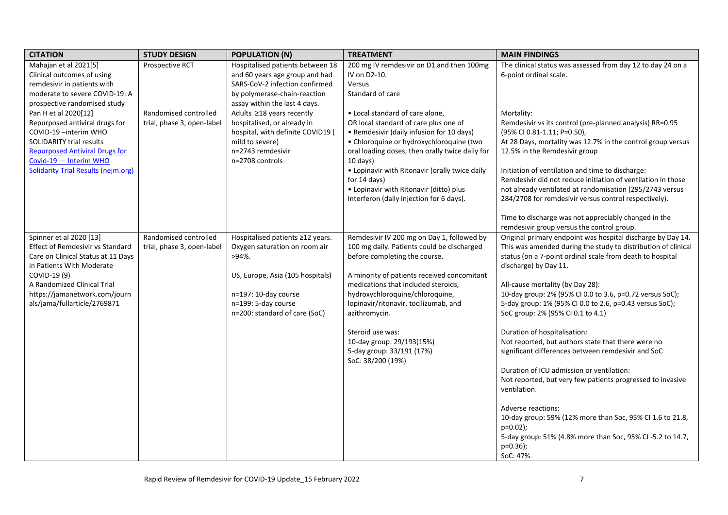| CITATION | STUDY DESIGN | POPULATION (N) | TREATMENT | MAIN FINDINGS |
|---|---|---|---|---|
| Mahajan et al 2021[5]<br>Clinical outcomes of using remdesivir in patients with moderate to severe COVID-19: A prospective randomised study | Prospective RCT | Hospitalised patients between 18 and 60 years age group and had SARS-CoV-2 infection confirmed by polymerase-chain-reaction assay within the last 4 days. | 200 mg IV remdesivir on D1 and then 100mg IV on D2-10.<br>Versus<br>Standard of care | The clinical status was assessed from day 12 to day 24 on a 6-point ordinal scale. |
| Pan H et al 2020[12]<br>Repurposed antiviral drugs for COVID-19 –interim WHO SOLIDARITY trial results<br>[Repurposed Antiviral Drugs for Covid-19 — Interim WHO Solidarity Trial Results (nejm.org)](nejm.org) | Randomised controlled trial, phase 3, open-label | Adults ≥18 years recently hospitalised, or already in hospital, with definite COVID19 ( mild to severe)<br>n=2743 remdesivir<br>n=2708 controls | • Local standard of care alone,<br>OR local standard of care plus one of<br>• Remdesivir (daily infusion for 10 days)<br>• Chloroquine or hydroxychloroquine (two oral loading doses, then orally twice daily for 10 days)<br>• Lopinavir with Ritonavir (orally twice daily for 14 days)<br>• Lopinavir with Ritonavir (ditto) plus Interferon (daily injection for 6 days). | Mortality:<br>Remdesivir vs its control (pre-planned analysis) RR=0.95 (95% CI 0.81-1.11; P=0.50),<br>At 28 Days, mortality was 12.7% in the control group versus 12.5% in the Remdesivir group<br><br>Initiation of ventilation and time to discharge:<br>Remdesivir did not reduce initiation of ventilation in those not already ventilated at randomisation (295/2743 versus 284/2708 for remdesivir versus control respectively).<br><br>Time to discharge was not appreciably changed in the remdesivir group versus the control group. |
| Spinner et al 2020 [13]<br>Effect of Remdesivir vs Standard Care on Clinical Status at 11 Days in Patients With Moderate COVID-19 (9)<br>A Randomized Clinical Trial<br>https://jamanetwork.com/journals/jama/fullarticle/2769871 | Randomised controlled trial, phase 3, open-label | Hospitalised patients ≥12 years. Oxygen saturation on room air >94%.<br><br>US, Europe, Asia (105 hospitals)<br><br>n=197: 10-day course<br>n=199: 5-day course<br>n=200: standard of care (SoC) | Remdesivir IV 200 mg on Day 1, followed by 100 mg daily. Patients could be discharged before completing the course.<br><br>A minority of patients received concomitant medications that included steroids, hydroxychloroquine/chloroquine, lopinavir/ritonavir, tocilizumab, and azithromycin.<br><br>Steroid use was:<br>10-day group: 29/193(15%)<br>5-day group: 33/191 (17%)<br>SoC: 38/200 (19%) | Original primary endpoint was hospital discharge by Day 14. This was amended during the study to distribution of clinical status (on a 7-point ordinal scale from death to hospital discharge) by Day 11.<br><br>All-cause mortality (by Day 28):<br>10-day group: 2% (95% CI 0.0 to 3.6, p=0.72 versus SoC);<br>5-day group: 1% (95% CI 0.0 to 2.6, p=0.43 versus SoC);<br>SoC group: 2% (95% CI 0.1 to 4.1)<br><br>Duration of hospitalisation:<br>Not reported, but authors state that there were no significant differences between remdesivir and SoC<br><br>Duration of ICU admission or ventilation:<br>Not reported, but very few patients progressed to invasive ventilation.<br><br>Adverse reactions:<br>10-day group: 59% (12% more than Soc, 95% CI 1.6 to 21.8, p=0.02);<br>5-day group: 51% (4.8% more than Soc, 95% CI -5.2 to 14.7, p=0.36);<br>SoC: 47%. |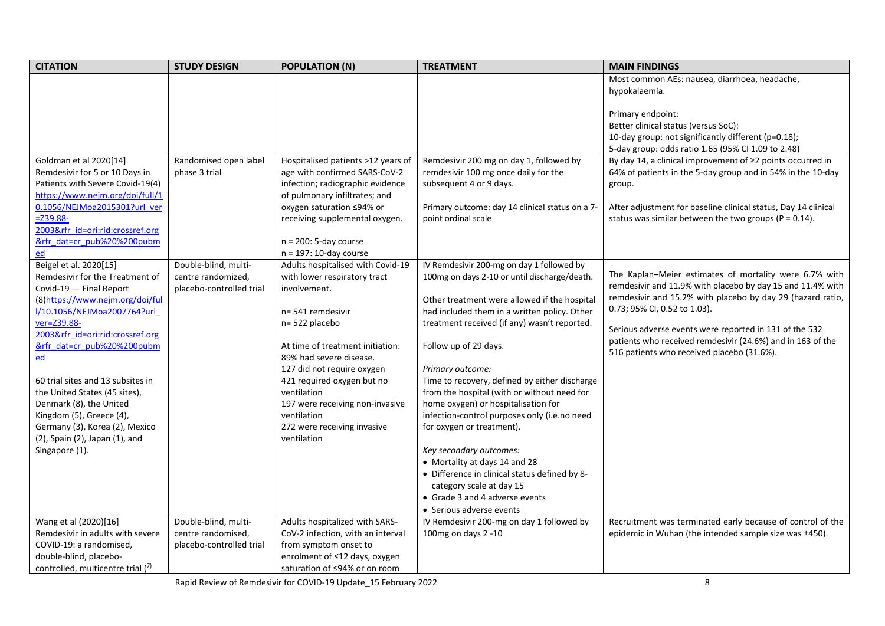| CITATION | STUDY DESIGN | POPULATION (N) | TREATMENT | MAIN FINDINGS |
|---|---|---|---|---|
| | | | | Most common AEs: nausea, diarrhoea, headache, hypokalaemia.<br><br>Primary endpoint:<br>Better clinical status (versus SoC):<br>10-day group: not significantly different (p=0.18);<br>5-day group: odds ratio 1.65 (95% CI 1.09 to 2.48) |
| Goldman et al 2020[14]<br>Remdesivir for 5 or 10 Days in Patients with Severe Covid-19(4)<br>[https://www.nejm.org/doi/full/10.1056/NEJMoa2015301?url_ver=Z39.88-2003&rfr_id=ori:rid:crossref.org&rfr_dat=cr_pub%20%200pubmed](https://www.nejm.org/doi/full/10.1056/NEJMoa2015301?url_ver=Z39.88-2003&rfr_id=ori:rid:crossref.org&rfr_dat=cr_pub%20%200pubmed) | Randomised open label phase 3 trial | Hospitalised patients >12 years of age with confirmed SARS-CoV-2 infection; radiographic evidence of pulmonary infiltrates; and oxygen saturation ≤94% or receiving supplemental oxygen.<br><br>n = 200: 5-day course<br>n = 197: 10-day course | Remdesivir 200 mg on day 1, followed by remdesivir 100 mg once daily for the subsequent 4 or 9 days.<br><br>Primary outcome: day 14 clinical status on a 7-point ordinal scale | By day 14, a clinical improvement of ≥2 points occurred in 64% of patients in the 5-day group and in 54% in the 10-day group.<br><br>After adjustment for baseline clinical status, Day 14 clinical status was similar between the two groups (P = 0.14). |
| Beigel et al. 2020[15]<br>Remdesivir for the Treatment of Covid-19 — Final Report<br>(8)[https://www.nejm.org/doi/full/10.1056/NEJMoa2007764?url_ver=Z39.88-2003&rfr_id=ori:rid:crossref.org&rfr_dat=cr_pub%20%200pubmed](https://www.nejm.org/doi/full/10.1056/NEJMoa2007764?url_ver=Z39.88-2003&rfr_id=ori:rid:crossref.org&rfr_dat=cr_pub%20%200pubmed)<br><br>60 trial sites and 13 subsites in the United States (45 sites), Denmark (8), the United Kingdom (5), Greece (4), Germany (3), Korea (2), Mexico (2), Spain (2), Japan (1), and Singapore (1). | Double-blind, multi-centre randomized, placebo-controlled trial | Adults hospitalised with Covid-19 with lower respiratory tract involvement.<br><br>n= 541 remdesivir<br>n= 522 placebo<br><br>At time of treatment initiation:<br>89% had severe disease.<br>127 did not require oxygen<br>421 required oxygen but no ventilation<br>197 were receiving non-invasive ventilation<br>272 were receiving invasive ventilation | IV Remdesivir 200-mg on day 1 followed by 100mg on days 2-10 or until discharge/death.<br><br>Other treatment were allowed if the hospital had included them in a written policy. Other treatment received (if any) wasn't reported.<br><br>Follow up of 29 days.<br><br>*Primary outcome:*<br>Time to recovery, defined by either discharge from the hospital (with or without need for home oxygen) or hospitalisation for infection-control purposes only (i.e.no need for oxygen or treatment).<br><br>*Key secondary outcomes:*<br>• Mortality at days 14 and 28<br>• Difference in clinical status defined by 8-category scale at day 15<br>• Grade 3 and 4 adverse events<br>• Serious adverse events | The Kaplan–Meier estimates of mortality were 6.7% with remdesivir and 11.9% with placebo by day 15 and 11.4% with remdesivir and 15.2% with placebo by day 29 (hazard ratio, 0.73; 95% CI, 0.52 to 1.03).<br><br>Serious adverse events were reported in 131 of the 532 patients who received remdesivir (24.6%) and in 163 of the 516 patients who received placebo (31.6%). |
| Wang et al (2020)[16]<br>Remdesivir in adults with severe COVID-19: a randomised, double-blind, placebo-controlled, multicentre trial [7] | Double-blind, multi-centre randomised, placebo-controlled trial | Adults hospitalized with SARS-CoV-2 infection, with an interval from symptom onset to enrolment of ≤12 days, oxygen saturation of ≤94% or on room | IV Remdesivir 200-mg on day 1 followed by 100mg on days 2 -10 | Recruitment was terminated early because of control of the epidemic in Wuhan (the intended sample size was ±450). |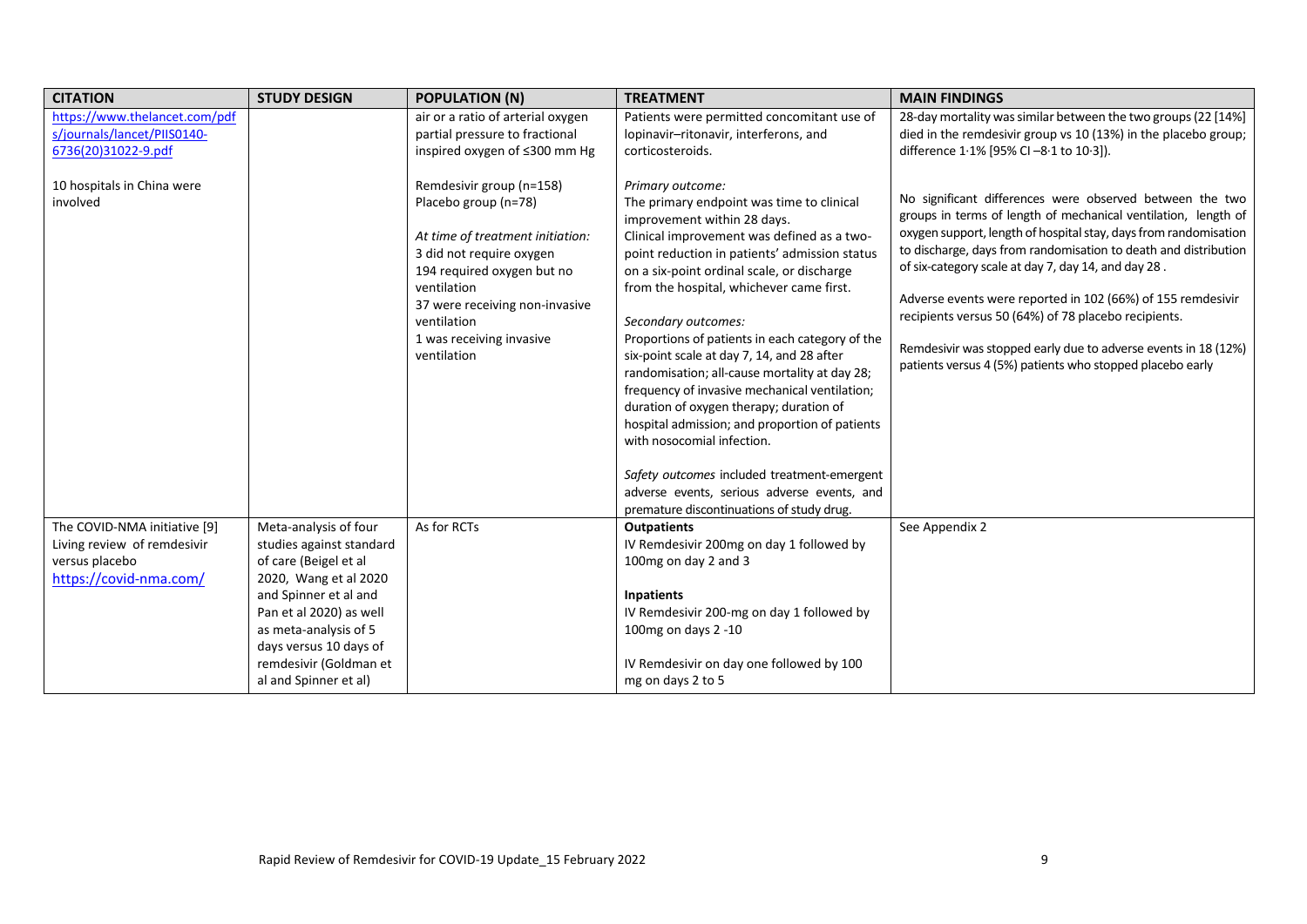| CITATION | STUDY DESIGN | POPULATION (N) | TREATMENT | MAIN FINDINGS |
|---|---|---|---|---|
| https://www.thelancet.com/pdfs/journals/lancet/PIIS0140-6736(20)31022-9.pdf<br><br>10 hospitals in China were involved | | air or a ratio of arterial oxygen partial pressure to fractional inspired oxygen of ≤300 mm Hg<br><br>Remdesivir group (n=158)<br>Placebo group (n=78)<br><br>*At time of treatment initiation:*<br>3 did not require oxygen<br>194 required oxygen but no ventilation<br>37 were receiving non-invasive ventilation<br>1 was receiving invasive ventilation | Patients were permitted concomitant use of lopinavir–ritonavir, interferons, and corticosteroids.<br><br>*Primary outcome:*<br>The primary endpoint was time to clinical improvement within 28 days.<br>Clinical improvement was defined as a two-point reduction in patients' admission status on a six-point ordinal scale, or discharge from the hospital, whichever came first.<br><br>*Secondary outcomes:*<br>Proportions of patients in each category of the six-point scale at day 7, 14, and 28 after randomisation; all-cause mortality at day 28; frequency of invasive mechanical ventilation; duration of oxygen therapy; duration of hospital admission; and proportion of patients with nosocomial infection.<br><br>*Safety outcomes* included treatment-emergent adverse events, serious adverse events, and premature discontinuations of study drug. | 28-day mortality was similar between the two groups (22 [14%] died in the remdesivir group vs 10 (13%) in the placebo group; difference 1·1% [95% CI –8·1 to 10·3]).<br><br>No significant differences were observed between the two groups in terms of length of mechanical ventilation, length of oxygen support, length of hospital stay, days from randomisation to discharge, days from randomisation to death and distribution of six-category scale at day 7, day 14, and day 28 .<br><br>Adverse events were reported in 102 (66%) of 155 remdesivir recipients versus 50 (64%) of 78 placebo recipients.<br><br>Remdesivir was stopped early due to adverse events in 18 (12%) patients versus 4 (5%) patients who stopped placebo early |
| The COVID-NMA initiative [9]<br>Living review of remdesivir versus placebo<br>https://covid-nma.com/ | Meta-analysis of four studies against standard of care (Beigel et al 2020, Wang et al 2020 and Spinner et al and Pan et al 2020) as well as meta-analysis of 5 days versus 10 days of remdesivir (Goldman et al and Spinner et al) | As for RCTs | **Outpatients**<br>IV Remdesivir 200mg on day 1 followed by 100mg on day 2 and 3<br><br>**Inpatients**<br>IV Remdesivir 200-mg on day 1 followed by 100mg on days 2 -10<br><br>IV Remdesivir on day one followed by 100 mg on days 2 to 5 | See Appendix 2 |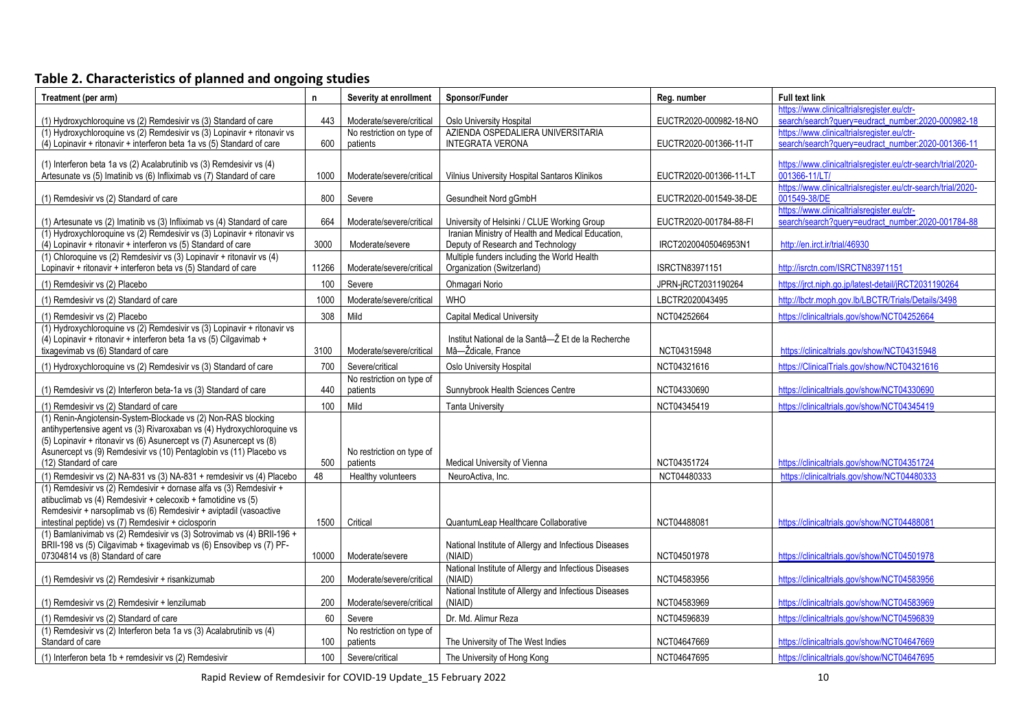## Table 2. Characteristics of planned and ongoing studies

| Treatment (per arm) | n | Severity at enrollment | Sponsor/Funder | Reg. number | Full text link |
|---|---|---|---|---|---|
| (1) Hydroxychloroquine vs (2) Remdesivir vs (3) Standard of care | 443 | Moderate/severe/critical | Oslo University Hospital | EUCTR2020-000982-18-NO | https://www.clinicaltrialsregister.eu/ctr-search/search?query=eudract_number:2020-000982-18 |
| (1) Hydroxychloroquine vs (2) Remdesivir vs (3) Lopinavir + ritonavir vs (4) Lopinavir + ritonavir + interferon beta 1a vs (5) Standard of care | 600 | No restriction on type of patients | AZIENDA OSPEDALIERA UNIVERSITARIA INTEGRATA VERONA | EUCTR2020-001366-11-IT | https://www.clinicaltrialsregister.eu/ctr-search/search?query=eudract_number:2020-001366-11 |
| (1) Interferon beta 1a vs (2) Acalabrutinib vs (3) Remdesivir vs (4) Artesunate vs (5) Imatinib vs (6) Infliximab vs (7) Standard of care | 1000 | Moderate/severe/critical | Vilnius University Hospital Santaros Klinikos | EUCTR2020-001366-11-LT | https://www.clinicaltrialsregister.eu/ctr-search/trial/2020-001366-11/LT/ |
| (1) Remdesivir vs (2) Standard of care | 800 | Severe | Gesundheit Nord gGmbH | EUCTR2020-001549-38-DE | https://www.clinicaltrialsregister.eu/ctr-search/trial/2020-001549-38/DE |
| (1) Artesunate vs (2) Imatinib vs (3) Infliximab vs (4) Standard of care | 664 | Moderate/severe/critical | University of Helsinki / CLUE Working Group | EUCTR2020-001784-88-FI | https://www.clinicaltrialsregister.eu/ctr-search/search?query=eudract_number:2020-001784-88 |
| (1) Hydroxychloroquine vs (2) Remdesivir vs (3) Lopinavir + ritonavir vs (4) Lopinavir + ritonavir + interferon vs (5) Standard of care | 3000 | Moderate/severe | Iranian Ministry of Health and Medical Education, Deputy of Research and Technology | IRCT20200405046953N1 | http://en.irct.ir/trial/46930 |
| (1) Chloroquine vs (2) Remdesivir vs (3) Lopinavir + ritonavir vs (4) Lopinavir + ritonavir + interferon beta vs (5) Standard of care | 11266 | Moderate/severe/critical | Multiple funders including the World Health Organization (Switzerland) | ISRCTN83971151 | http://isrctn.com/ISRCTN83971151 |
| (1) Remdesivir vs (2) Placebo | 100 | Severe | Ohmagari Norio | JPRN-jRCT2031190264 | https://jrct.niph.go.jp/latest-detail/jRCT2031190264 |
| (1) Remdesivir vs (2) Standard of care | 1000 | Moderate/severe/critical | WHO | LBCTR2020043495 | http://lbctr.moph.gov.lb/LBCTR/Trials/Details/3498 |
| (1) Remdesivir vs (2) Placebo | 308 | Mild | Capital Medical University | NCT04252664 | https://clinicaltrials.gov/show/NCT04252664 |
| (1) Hydroxychloroquine vs (2) Remdesivir vs (3) Lopinavir + ritonavir vs (4) Lopinavir + ritonavir + interferon beta 1a vs (5) Cilgavimab + tixagevimab vs (6) Standard of care | 3100 | Moderate/severe/critical | Institut National de la Santâ—Ž Et de la Recherche Mâ—Ždicale, France | NCT04315948 | https://clinicaltrials.gov/show/NCT04315948 |
| (1) Hydroxychloroquine vs (2) Remdesivir vs (3) Standard of care | 700 | Severe/critical | Oslo University Hospital | NCT04321616 | https://ClinicalTrials.gov/show/NCT04321616 |
| (1) Remdesivir vs (2) Interferon beta-1a vs (3) Standard of care | 440 | No restriction on type of patients | Sunnybrook Health Sciences Centre | NCT04330690 | https://clinicaltrials.gov/show/NCT04330690 |
| (1) Remdesivir vs (2) Standard of care | 100 | Mild | Tanta University | NCT04345419 | https://clinicaltrials.gov/show/NCT04345419 |
| (1) Renin-Angiotensin-System-Blockade vs (2) Non-RAS blocking antihypertensive agent vs (3) Rivaroxaban vs (4) Hydroxychloroquine vs (5) Lopinavir + ritonavir vs (6) Asunercept vs (7) Asunercept vs (8) Asunercept vs (9) Remdesivir vs (10) Pentaglobin vs (11) Placebo vs (12) Standard of care | 500 | No restriction on type of patients | Medical University of Vienna | NCT04351724 | https://clinicaltrials.gov/show/NCT04351724 |
| (1) Remdesivir vs (2) NA-831 vs (3) NA-831 + remdesivir vs (4) Placebo | 48 | Healthy volunteers | NeuroActiva, Inc. | NCT04480333 | https://clinicaltrials.gov/show/NCT04480333 |
| (1) Remdesivir vs (2) Remdesivir + dornase alfa vs (3) Remdesivir + atibuclimab vs (4) Remdesivir + celecoxib + famotidine vs (5) Remdesivir + narsoplimab vs (6) Remdesivir + aviptadil (vasoactive intestinal peptide) vs (7) Remdesivir + ciclosporin | 1500 | Critical | QuantumLeap Healthcare Collaborative | NCT04488081 | https://clinicaltrials.gov/show/NCT04488081 |
| (1) Bamlanivimab vs (2) Remdesivir vs (3) Sotrovimab vs (4) BRII-196 + BRII-198 vs (5) Cilgavimab + tixagevimab vs (6) Ensovibep vs (7) PF-07304814 vs (8) Standard of care | 10000 | Moderate/severe | National Institute of Allergy and Infectious Diseases (NIAID) | NCT04501978 | https://clinicaltrials.gov/show/NCT04501978 |
| (1) Remdesivir vs (2) Remdesivir + risankizumab | 200 | Moderate/severe/critical | National Institute of Allergy and Infectious Diseases (NIAID) | NCT04583956 | https://clinicaltrials.gov/show/NCT04583956 |
| (1) Remdesivir vs (2) Remdesivir + lenzilumab | 200 | Moderate/severe/critical | National Institute of Allergy and Infectious Diseases (NIAID) | NCT04583969 | https://clinicaltrials.gov/show/NCT04583969 |
| (1) Remdesivir vs (2) Standard of care | 60 | Severe | Dr. Md. Alimur Reza | NCT04596839 | https://clinicaltrials.gov/show/NCT04596839 |
| (1) Remdesivir vs (2) Interferon beta 1a vs (3) Acalabrutinib vs (4) Standard of care | 100 | No restriction on type of patients | The University of The West Indies | NCT04647669 | https://clinicaltrials.gov/show/NCT04647669 |
| (1) Interferon beta 1b + remdesivir vs (2) Remdesivir | 100 | Severe/critical | The University of Hong Kong | NCT04647695 | https://clinicaltrials.gov/show/NCT04647695 |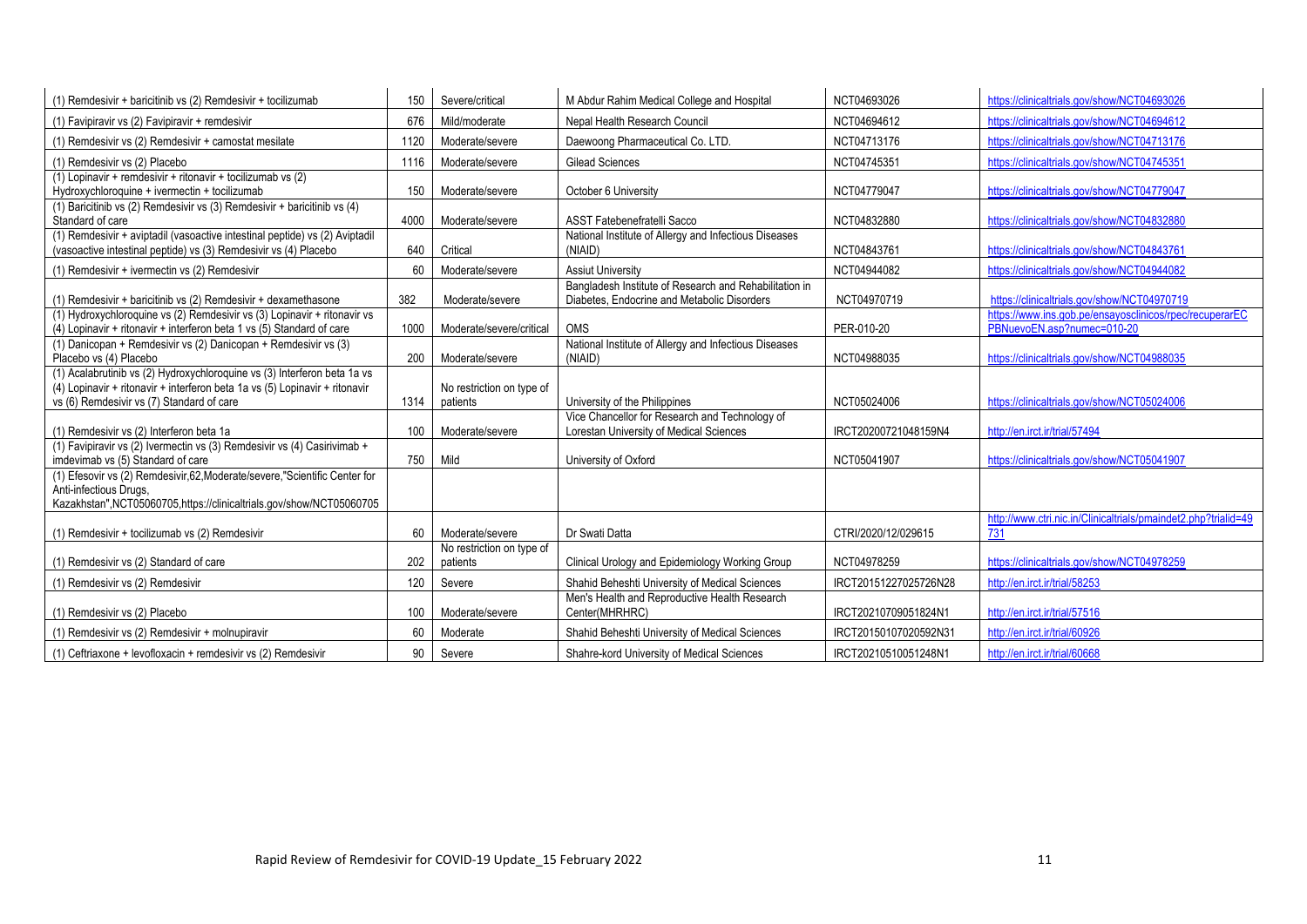| | | | | | |
|---|---|---|---|---|---|
| (1) Remdesivir + baricitinib vs (2) Remdesivir + tocilizumab | 150 | Severe/critical | M Abdur Rahim Medical College and Hospital | NCT04693026 | https://clinicaltrials.gov/show/NCT04693026 |
| (1) Favipiravir vs (2) Favipiravir + remdesivir | 676 | Mild/moderate | Nepal Health Research Council | NCT04694612 | https://clinicaltrials.gov/show/NCT04694612 |
| (1) Remdesivir vs (2) Remdesivir + camostat mesilate | 1120 | Moderate/severe | Daewoong Pharmaceutical Co. LTD. | NCT04713176 | https://clinicaltrials.gov/show/NCT04713176 |
| (1) Remdesivir vs (2) Placebo | 1116 | Moderate/severe | Gilead Sciences | NCT04745351 | https://clinicaltrials.gov/show/NCT04745351 |
| (1) Lopinavir + remdesivir + ritonavir + tocilizumab vs (2) Hydroxychloroquine + ivermectin + tocilizumab | 150 | Moderate/severe | October 6 University | NCT04779047 | https://clinicaltrials.gov/show/NCT04779047 |
| (1) Baricitinib vs (2) Remdesivir vs (3) Remdesivir + baricitinib vs (4) Standard of care | 4000 | Moderate/severe | ASST Fatebenefratelli Sacco | NCT04832880 | https://clinicaltrials.gov/show/NCT04832880 |
| (1) Remdesivir + aviptadil (vasoactive intestinal peptide) vs (2) Aviptadil (vasoactive intestinal peptide) vs (3) Remdesivir vs (4) Placebo | 640 | Critical | National Institute of Allergy and Infectious Diseases (NIAID) | NCT04843761 | https://clinicaltrials.gov/show/NCT04843761 |
| (1) Remdesivir + ivermectin vs (2) Remdesivir | 60 | Moderate/severe | Assiut University | NCT04944082 | https://clinicaltrials.gov/show/NCT04944082 |
| (1) Remdesivir + baricitinib vs (2) Remdesivir + dexamethasone | 382 | Moderate/severe | Bangladesh Institute of Research and Rehabilitation in Diabetes, Endocrine and Metabolic Disorders | NCT04970719 | https://clinicaltrials.gov/show/NCT04970719 |
| (1) Hydroxychloroquine vs (2) Remdesivir vs (3) Lopinavir + ritonavir vs (4) Lopinavir + ritonavir + interferon beta 1 vs (5) Standard of care | 1000 | Moderate/severe/critical | OMS | PER-010-20 | https://www.ins.gob.pe/ensayosclinicos/rpec/recuperarECPBNuevoEN.asp?numec=010-20 |
| (1) Danicopan + Remdesivir vs (2) Danicopan + Remdesivir vs (3) Placebo vs (4) Placebo | 200 | Moderate/severe | National Institute of Allergy and Infectious Diseases (NIAID) | NCT04988035 | https://clinicaltrials.gov/show/NCT04988035 |
| (1) Acalabrutinib vs (2) Hydroxychloroquine vs (3) Interferon beta 1a vs (4) Lopinavir + ritonavir + interferon beta 1a vs (5) Lopinavir + ritonavir vs (6) Remdesivir vs (7) Standard of care | 1314 | No restriction on type of patients | University of the Philippines | NCT05024006 | https://clinicaltrials.gov/show/NCT05024006 |
| (1) Remdesivir vs (2) Interferon beta 1a | 100 | Moderate/severe | Vice Chancellor for Research and Technology of Lorestan University of Medical Sciences | IRCT20200721048159N4 | http://en.irct.ir/trial/57494 |
| (1) Favipiravir vs (2) Ivermectin vs (3) Remdesivir vs (4) Casirivimab + imdevimab vs (5) Standard of care | 750 | Mild | University of Oxford | NCT05041907 | https://clinicaltrials.gov/show/NCT05041907 |
| (1) Efesovir vs (2) Remdesivir,62,Moderate/severe,"Scientific Center for Anti-infectious Drugs, Kazakhstan",NCT05060705,https://clinicaltrials.gov/show/NCT05060705 | | | | | |
| (1) Remdesivir + tocilizumab vs (2) Remdesivir | 60 | Moderate/severe | Dr Swati Datta | CTRI/2020/12/029615 | http://www.ctri.nic.in/Clinicaltrials/pmaindet2.php?trialid=49731 |
| (1) Remdesivir vs (2) Standard of care | 202 | No restriction on type of patients | Clinical Urology and Epidemiology Working Group | NCT04978259 | https://clinicaltrials.gov/show/NCT04978259 |
| (1) Remdesivir vs (2) Remdesivir | 120 | Severe | Shahid Beheshti University of Medical Sciences | IRCT20151227025726N28 | http://en.irct.ir/trial/58253 |
| (1) Remdesivir vs (2) Placebo | 100 | Moderate/severe | Men's Health and Reproductive Health Research Center(MHRHRC) | IRCT20210709051824N1 | http://en.irct.ir/trial/57516 |
| (1) Remdesivir vs (2) Remdesivir + molnupiravir | 60 | Moderate | Shahid Beheshti University of Medical Sciences | IRCT20150107020592N31 | http://en.irct.ir/trial/60926 |
| (1) Ceftriaxone + levofloxacin + remdesivir vs (2) Remdesivir | 90 | Severe | Shahre-kord University of Medical Sciences | IRCT20210510051248N1 | http://en.irct.ir/trial/60668 |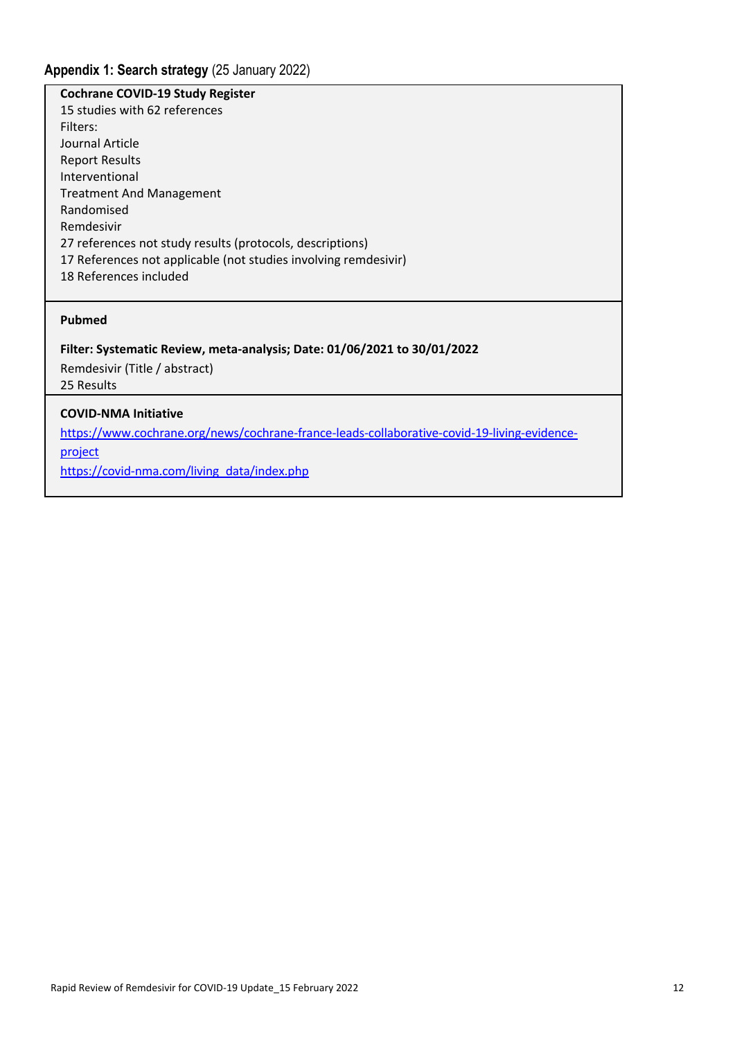## **Appendix 1: Search strategy** (25 January 2022)

**Cochrane COVID-19 Study Register**

15 studies with 62 references

Filters:

Journal Article

Report Results

Interventional

Treatment And Management

Randomised

Remdesivir

27 references not study results (protocols, descriptions)

17 References not applicable (not studies involving remdesivir)

18 References included

**Pubmed**

**Filter: Systematic Review, meta-analysis; Date: 01/06/2021 to 30/01/2022**

Remdesivir (Title / abstract)

25 Results

**COVID-NMA Initiative**

https://www.cochrane.org/news/cochrane-france-leads-collaborative-covid-19-living-evidence-project

https://covid-nma.com/living_data/index.php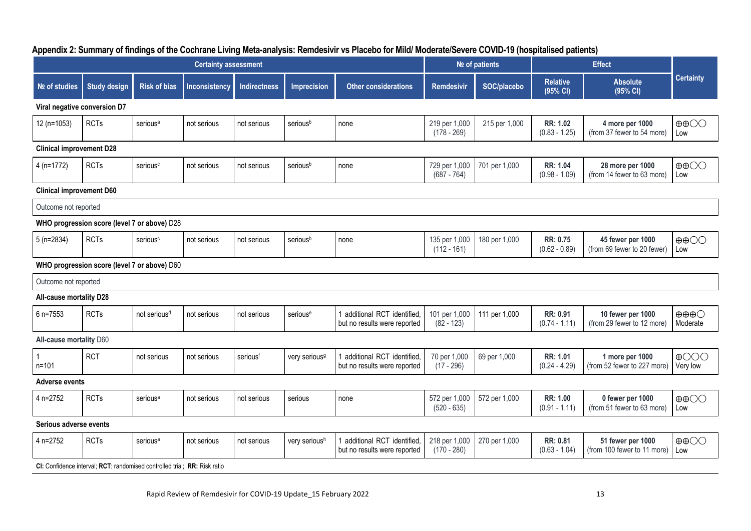## Appendix 2: Summary of findings of the Cochrane Living Meta-analysis: Remdesivir vs Placebo for Mild/ Moderate/Severe COVID-19 (hospitalised patients)

| Certainty assessment | | | | | | | № of patients | | Effect | | Certainty |
|---|---|---|---|---|---|---|---|---|---|---|---|
| № of studies | Study design | Risk of bias | Inconsistency | Indirectness | Imprecision | Other considerations | Remdesivir | SOC/placebo | Relative (95% CI) | Absolute (95% CI) | |
| **Viral negative conversion D7** | | | | | | | | | | | |
| 12 (n=1053) | RCTs | serious[a] | not serious | not serious | serious[b] | none | 219 per 1,000 (178 - 269) | 215 per 1,000 | **RR: 1.02** (0.83 - 1.25) | **4 more per 1000** (from 37 fewer to 54 more) | ⊕⊕◯◯ Low |
| **Clinical improvement D28** | | | | | | | | | | | |
| 4 (n=1772) | RCTs | serious[c] | not serious | not serious | serious[b] | none | 729 per 1,000 (687 - 764) | 701 per 1,000 | **RR: 1.04** (0.98 - 1.09) | **28 more per 1000** (from 14 fewer to 63 more) | ⊕⊕◯◯ Low |
| **Clinical improvement D60** | | | | | | | | | | | |
| Outcome not reported | | | | | | | | | | | |
| **WHO progression score (level 7 or above) D28** | | | | | | | | | | | |
| 5 (n=2834) | RCTs | serious[c] | not serious | not serious | serious[b] | none | 135 per 1,000 (112 - 161) | 180 per 1,000 | **RR: 0.75** (0.62 - 0.89) | **45 fewer per 1000** (from 69 fewer to 20 fewer) | ⊕⊕◯◯ Low |
| **WHO progression score (level 7 or above) D60** | | | | | | | | | | | |
| Outcome not reported | | | | | | | | | | | |
| **All-cause mortality D28** | | | | | | | | | | | |
| 6 n=7553 | RCTs | not serious[d] | not serious | not serious | serious[e] | 1 additional RCT identified, but no results were reported | 101 per 1,000 (82 - 123) | 111 per 1,000 | **RR: 0.91** (0.74 - 1.11) | **10 fewer per 1000** (from 29 fewer to 12 more) | ⊕⊕⊕◯ Moderate |
| **All-cause mortality D60** | | | | | | | | | | | |
| 1 n=101 | RCT | not serious | not serious | serious[f] | very serious[g] | 1 additional RCT identified, but no results were reported | 70 per 1,000 (17 - 296) | 69 per 1,000 | **RR: 1.01** (0.24 - 4.29) | **1 more per 1000** (from 52 fewer to 227 more) | ⊕◯◯◯ Very low |
| **Adverse events** | | | | | | | | | | | |
| 4 n=2752 | RCTs | serious[a] | not serious | not serious | serious | none | 572 per 1,000 (520 - 635) | 572 per 1,000 | **RR: 1.00** (0.91 - 1.11) | **0 fewer per 1000** (from 51 fewer to 63 more) | ⊕⊕◯◯ Low |
| **Serious adverse events** | | | | | | | | | | | |
| 4 n=2752 | RCTs | serious[a] | not serious | not serious | very serious[h] | 1 additional RCT identified, but no results were reported | 218 per 1,000 (170 - 280) | 270 per 1,000 | **RR: 0.81** (0.63 - 1.04) | **51 fewer per 1000** (from 100 fewer to 11 more) | ⊕⊕◯◯ Low |

**CI:** Confidence interval; **RCT**: randomised controlled trial; **RR:** Risk ratio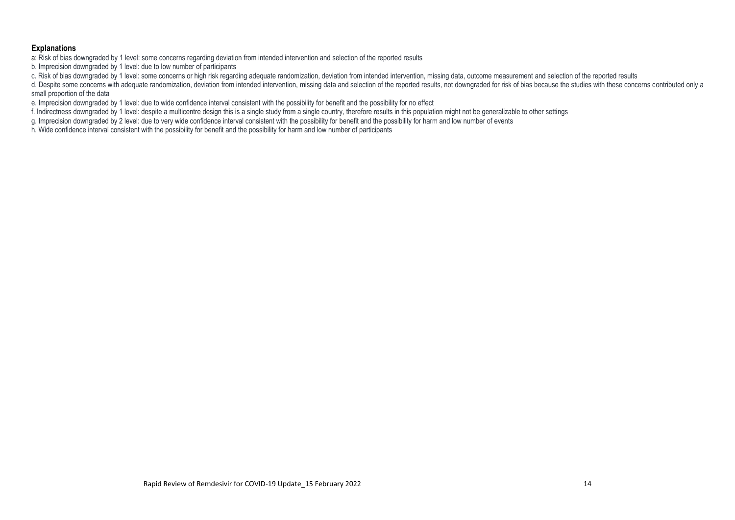**Explanations**

a: Risk of bias downgraded by 1 level: some concerns regarding deviation from intended intervention and selection of the reported results

b. Imprecision downgraded by 1 level: due to low number of participants

c. Risk of bias downgraded by 1 level: some concerns or high risk regarding adequate randomization, deviation from intended intervention, missing data, outcome measurement and selection of the reported results

d. Despite some concerns with adequate randomization, deviation from intended intervention, missing data and selection of the reported results, not downgraded for risk of bias because the studies with these concerns contributed only a small proportion of the data

e. Imprecision downgraded by 1 level: due to wide confidence interval consistent with the possibility for benefit and the possibility for no effect

f. Indirectness downgraded by 1 level: despite a multicentre design this is a single study from a single country, therefore results in this population might not be generalizable to other settings

g. Imprecision downgraded by 2 level: due to very wide confidence interval consistent with the possibility for benefit and the possibility for harm and low number of events

h. Wide confidence interval consistent with the possibility for benefit and the possibility for harm and low number of participants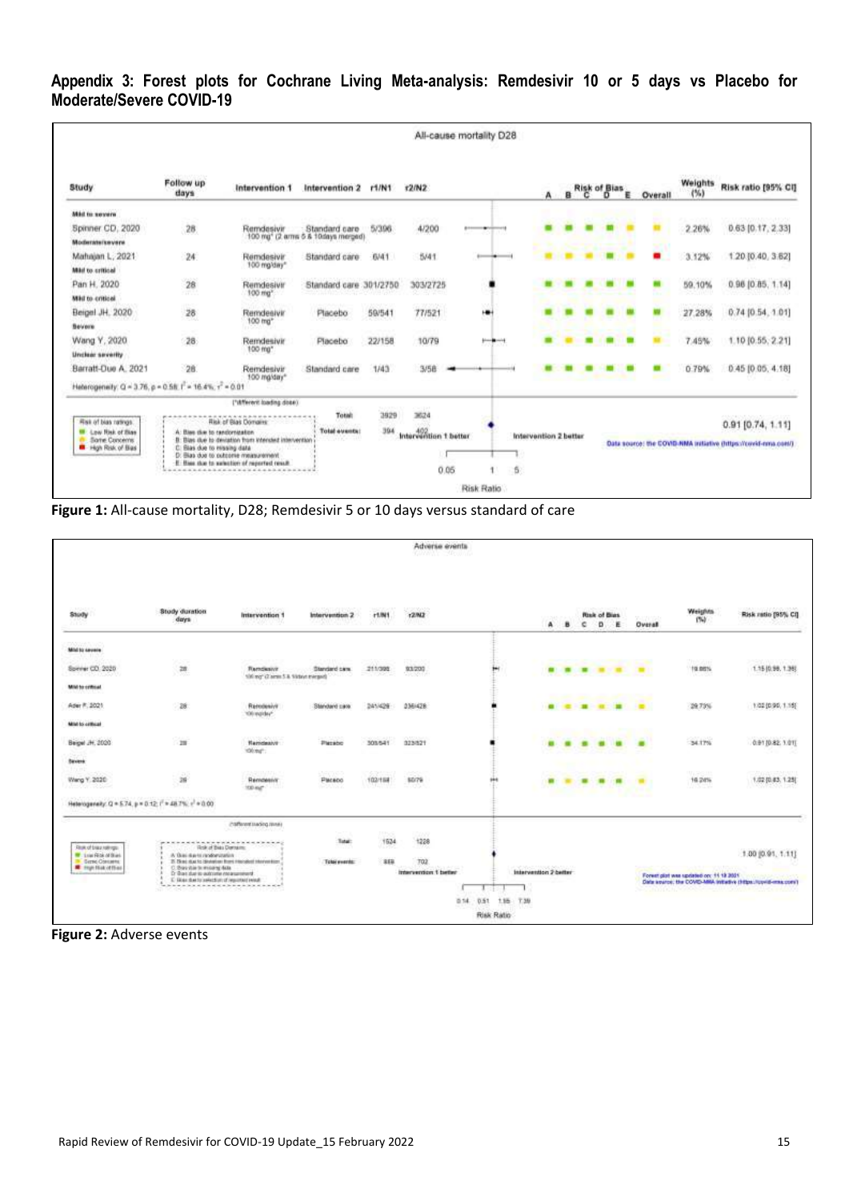## Appendix 3: Forest plots for Cochrane Living Meta-analysis: Remdesivir 10 or 5 days vs Placebo for Moderate/Severe COVID-19

**All-cause mortality D28**

| Study | Follow up days | Intervention 1 | Intervention 2 | r1/N1 | r2/N2 | Weights (%) | Risk ratio [95% CI] |
|---|---|---|---|---|---|---|---|
| **Mild to severe** | | | | | | | |
| Spinner CD, 2020 | 28 | Remdesivir 100 mg* (2 arms 5 & 10days merged) | Standard care | 5/396 | 4/200 | 2.26% | 0.63 [0.17, 2.33] |
| **Moderate/severe** | | | | | | | |
| Mahajan L, 2021 | 24 | Remdesivir 100 mg/day* | Standard care | 6/41 | 5/41 | 3.12% | 1.20 [0.40, 3.62] |
| **Mild to critical** | | | | | | | |
| Pan H, 2020 | 28 | Remdesivir 100 mg* | Standard care | 301/2750 | 303/2725 | 59.10% | 0.98 [0.85, 1.14] |
| **Mild to critical** | | | | | | | |
| Beigel JH, 2020 | 28 | Remdesivir 100 mg* | Placebo | 59/541 | 77/521 | 27.28% | 0.74 [0.54, 1.01] |
| **Severe** | | | | | | | |
| Wang Y, 2020 | 28 | Remdesivir 100 mg* | Placebo | 22/158 | 10/79 | 7.45% | 1.10 [0.55, 2.21] |
| **Unclear severity** | | | | | | | |
| Barratt-Due A, 2021 | 28 | Remdesivir 100 mg/day* | Standard care | 1/43 | 3/58 | 0.79% | 0.45 [0.05, 4.18] |
| **Total** | | | | 3929 | 3624 | | 0.91 [0.74, 1.11] |
| **Total events** | | | | 394 | 402 | | |

Heterogeneity: Q = 3.76, p = 0.58; $I^2$ = 16.4%; $\tau^2$ = 0.01

(*different loading dose)

Risk of bias ratings: Low Risk of Bias; Some Concerns; High Risk of Bias

Risk of Bias Domains: A: Bias due to randomization; B: Bias due to deviation from intended intervention; C: Bias due to missing data; D: Bias due to outcome measurement; E: Bias due to selection of reported result

Intervention 1 better — Intervention 2 better; Risk Ratio (0.05, 1, 5)

Data source: the COVID-NMA initiative (https://covid-nma.com/)

**Figure 1:** All-cause mortality, D28; Remdesivir 5 or 10 days versus standard of care

**Adverse events**

| Study | Study duration days | Intervention 1 | Intervention 2 | r1/N1 | r2/N2 | Weights (%) | Risk ratio [95% CI] |
|---|---|---|---|---|---|---|---|
| **Mild to severe** | | | | | | | |
| Spinner CD, 2020 | 28 | Remdesivir 100 mg* (2 arms 5 & 10days merged) | Standard care | 211/398 | 93/200 | 19.86% | 1.15 [0.96, 1.36] |
| **Mild to critical** | | | | | | | |
| Ader F, 2021 | 28 | Remdesivir 100 mg/day* | Standard care | 241/429 | 236/428 | 29.73% | 1.02 [0.90, 1.15] |
| **Mild to critical** | | | | | | | |
| Beigel JH, 2020 | 28 | Remdesivir 100 mg* | Placebo | 305/541 | 323/521 | 34.17% | 0.91 [0.82, 1.01] |
| **Severe** | | | | | | | |
| Wang Y, 2020 | 28 | Remdesivir 100 mg* | Placebo | 102/158 | 50/79 | 16.24% | 1.02 [0.83, 1.25] |
| **Total** | | | | 1524 | 1228 | | 1.00 [0.91, 1.11] |
| **Total events** | | | | 859 | 702 | | |

Heterogeneity: Q = 5.74, p = 0.12; $I^2$ = 48.7%; $\tau^2$ = 0.00

(*different loading dose)

Risk of bias ratings: Low Risk of Bias; Some Concerns; High Risk of Bias

Risk of Bias Domains: A: Bias due to randomization; B: Bias due to deviation from intended intervention; C: Bias due to missing data; D: Bias due to outcome measurement; E: Bias due to selection of reported result

Intervention 1 better — Intervention 2 better; Risk Ratio (0.14, 0.51, 1.95, 7.39)

Forest plot was updated on: 11.10.2021
Data source: the COVID-NMA initiative (https://covid-nma.com/)

**Figure 2:** Adverse events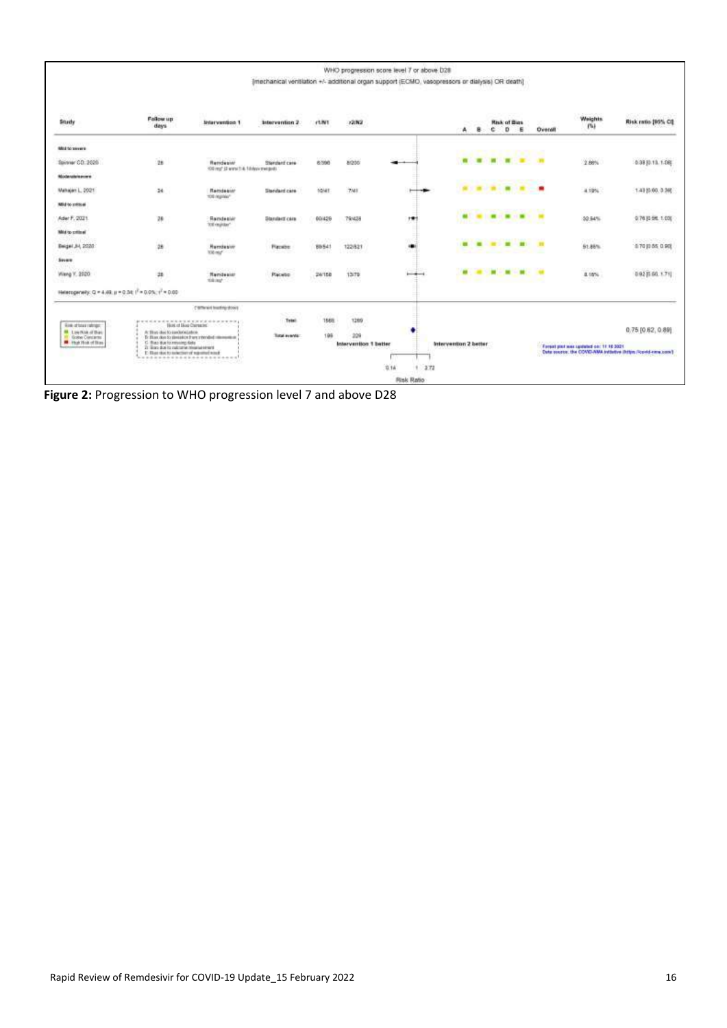**WHO progression score level 7 or above D28**

[mechanical ventilation +/- additional organ support (ECMO, vasopressors or dialysis) OR death]

| Study | Follow up days | Intervention 1 | Intervention 2 | r1/N1 | r2/N2 | Risk of Bias (Overall) | Weights (%) | Risk ratio [95% CI] |
|---|---|---|---|---|---|---|---|---|
| **Mild to severe** | | | | | | | | |
| Spinner CD, 2020 | 28 | Remdesivir 100 mg* (5 and 10 days merged) | Standard care | 6/396 | 8/200 | Some Concerns | 2.86% | 0.38 [0.13, 1.08] |
| **Moderate/severe** | | | | | | | | |
| Mahajan L, 2021 | 24 | Remdesivir 100 mg/day* | Standard care | 10/41 | 7/41 | High Risk of Bias | 4.19% | 1.43 [0.60, 3.36] |
| **Mild to critical** | | | | | | | | |
| Ader F, 2021 | 28 | Remdesivir 100 mg/day* | Standard care | 60/429 | 79/428 | Some Concerns | 32.84% | 0.76 [0.56, 1.03] |
| **Mild to critical** | | | | | | | | |
| Beigel JH, 2020 | 28 | Remdesivir 100 mg* | Placebo | 89/541 | 122/521 | Some Concerns | 51.86% | 0.70 [0.55, 0.90] |
| **Severe** | | | | | | | | |
| Wang Y, 2020 | 28 | Remdesivir 100 mg* | Placebo | 24/158 | 13/78 | Some Concerns | 8.16% | 0.92 [0.50, 1.71] |
| **Total** | | | | 1565 | 1268 | | | 0.75 [0.62, 0.89] |
| **Total events** | | | | 189 | 229 | | | |

Heterogeneity: $Q = 4.49$, $p = 0.34$; $I^2 = 0.0\%$, $\tau^2 = 0.00$

* different loading doses

Intervention 1 better | Intervention 2 better — Risk Ratio (axis: 0.14, 1, 2.72)

Risk of bias ratings: Low Risk of Bias; Some Concerns; High Risk of Bias

Risk of Bias Domains:
A: Bias due to randomization
B: Bias due to deviation from intended intervention
C: Bias due to missing data
D: Bias due to outcome measurement
E: Bias due to selection of reported result

Forest plot was updated on: 11 10 2021
Data source: the COVID-NMA initiative (https://covid-nma.com/)

**Figure 2:** Progression to WHO progression level 7 and above D28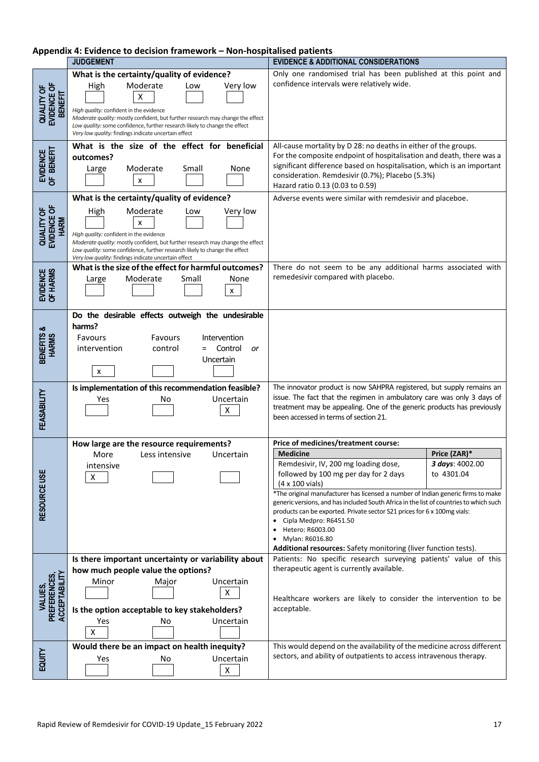## Appendix 4: Evidence to decision framework – Non-hospitalised patients

| | JUDGEMENT | EVIDENCE & ADDITIONAL CONSIDERATIONS |
|---|---|---|
| QUALITY OF EVIDENCE OF BENEFIT | **What is the certainty/quality of evidence?**<br>High [ ] Moderate [X] Low [ ] Very low [ ]<br>*High quality:* confident in the evidence<br>*Moderate quality:* mostly confident, but further research may change the effect<br>*Low quality:* some confidence, further research likely to change the effect<br>*Very low quality:* findings indicate uncertain effect | Only one randomised trial has been published at this point and confidence intervals were relatively wide. |
| EVIDENCE OF BENEFIT | **What is the size of the effect for beneficial outcomes?**<br>Large [ ] Moderate [x] Small [ ] None [ ] | All-cause mortality by D 28: no deaths in either of the groups.<br>For the composite endpoint of hospitalisation and death, there was a significant difference based on hospitalisation, which is an important consideration. Remdesivir (0.7%); Placebo (5.3%)<br>Hazard ratio 0.13 (0.03 to 0.59) |
| QUALITY OF EVIDENCE OF HARM | **What is the certainty/quality of evidence?**<br>High [ ] Moderate [x] Low [ ] Very low [ ]<br>*High quality:* confident in the evidence<br>*Moderate quality:* mostly confident, but further research may change the effect<br>*Low quality:* some confidence, further research likely to change the effect<br>*Very low quality:* findings indicate uncertain effect | Adverse events were similar with remdesivir and placeboe. |
| EVIDENCE OF HARMS | **What is the size of the effect for harmful outcomes?**<br>Large [ ] Moderate [ ] Small [ ] None [x] | There do not seem to be any additional harms associated with remedesivir compared with placebo. |
| BENEFITS & HARMS | **Do the desirable effects outweigh the undesirable harms?**<br>Favours intervention [x] Favours control [ ] Intervention = Control *or* Uncertain [ ] | |
| FEASABILITY | **Is implementation of this recommendation feasible?**<br>Yes [ ] No [ ] Uncertain [X] | The innovator product is now SAHPRA registered, but supply remains an issue. The fact that the regimen in ambulatory care was only 3 days of treatment may be appealing. One of the generic products has previously been accessed in terms of section 21. |
| RESOURCE USE | **How large are the resource requirements?**<br>More intensive [X] Less intensive [ ] Uncertain [ ] | **Price of medicines/treatment course:**<br>**Medicine:** Remdesivir, IV, 200 mg loading dose, followed by 100 mg per day for 2 days (4 x 100 vials) — **Price (ZAR)*:** ***3 days*:** 4002.00 to 4301.04<br>*The original manufacturer has licensed a number of Indian generic firms to make generic versions, and has included South Africa in the list of countries to which such products can be exported. Private sector S21 prices for 6 x 100mg vials:<br>• Cipla Medpro: R6451.50<br>• Hetero: R6003.00<br>• Mylan: R6016.80<br>**Additional resources:** Safety monitoring (liver function tests). |
| VALUES, PREFERENCES, ACCEPTABILITY | **Is there important uncertainty or variability about how much people value the options?**<br>Minor [ ] Major [ ] Uncertain [X]<br>**Is the option acceptable to key stakeholders?**<br>Yes [X] No [ ] Uncertain [ ] | Patients: No specific research surveying patients' value of this therapeutic agent is currently available.<br>Healthcare workers are likely to consider the intervention to be acceptable. |
| EQUITY | **Would there be an impact on health inequity?**<br>Yes [ ] No [ ] Uncertain [X] | This would depend on the availability of the medicine across different sectors, and ability of outpatients to access intravenous therapy. |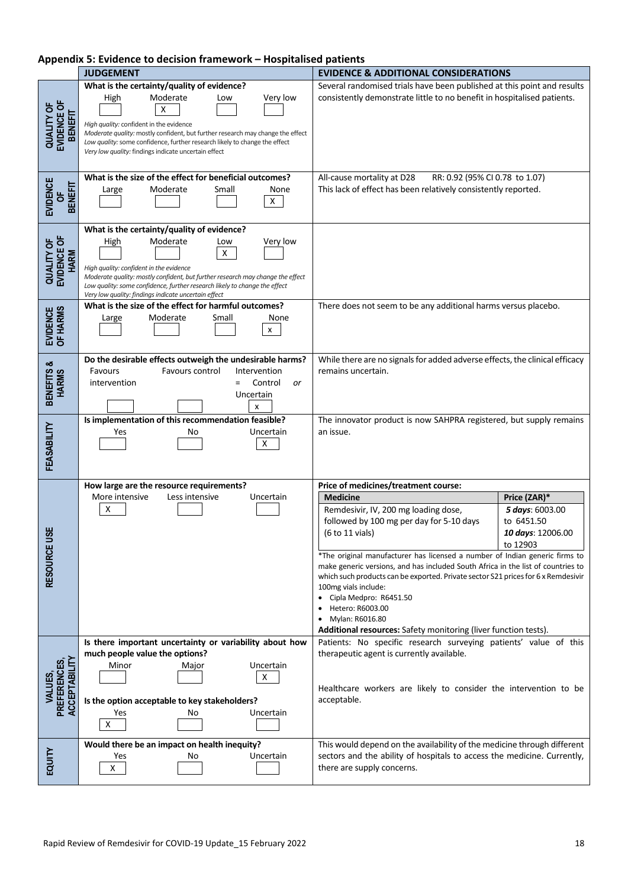## Appendix 5: Evidence to decision framework – Hospitalised patients

| | JUDGEMENT | EVIDENCE & ADDITIONAL CONSIDERATIONS |
|---|---|---|
| QUALITY OF EVIDENCE OF BENEFIT | **What is the certainty/quality of evidence?**<br>High [ ] Moderate [X] Low [ ] Very low [ ]<br>*High quality:* confident in the evidence<br>*Moderate quality:* mostly confident, but further research may change the effect<br>*Low quality:* some confidence, further research likely to change the effect<br>*Very low quality:* findings indicate uncertain effect | Several randomised trials have been published at this point and results consistently demonstrate little to no benefit in hospitalised patients. |
| EVIDENCE OF BENEFIT | **What is the size of the effect for beneficial outcomes?**<br>Large [ ] Moderate [ ] Small [ ] None [X] | All-cause mortality at D28 RR: 0.92 (95% CI 0.78 to 1.07)<br>This lack of effect has been relatively consistently reported. |
| QUALITY OF EVIDENCE OF HARM | **What is the certainty/quality of evidence?**<br>High [ ] Moderate [ ] Low [X] Very low [ ]<br>*High quality: confident in the evidence*<br>*Moderate quality: mostly confident, but further research may change the effect*<br>*Low quality: some confidence, further research likely to change the effect*<br>*Very low quality: findings indicate uncertain effect* | |
| EVIDENCE OF HARMS | **What is the size of the effect for harmful outcomes?**<br>Large [ ] Moderate [ ] Small [ ] None [x] | There does not seem to be any additional harms versus placebo. |
| BENEFITS & HARMS | **Do the desirable effects outweigh the undesirable harms?**<br>Favours intervention [ ] Favours control [ ] Intervention = Control *or* Uncertain [x] | While there are no signals for added adverse effects, the clinical efficacy remains uncertain. |
| FEASABILITY | **Is implementation of this recommendation feasible?**<br>Yes [ ] No [ ] Uncertain [X] | The innovator product is now SAHPRA registered, but supply remains an issue. |
| RESOURCE USE | **How large are the resource requirements?**<br>More intensive [X] Less intensive [ ] Uncertain [ ] | **Price of medicines/treatment course:**<br>**Medicine:** Remdesivir, IV, 200 mg loading dose, followed by 100 mg per day for 5-10 days (6 to 11 vials) — **Price (ZAR)*:** ***5 days***: 6003.00 to 6451.50; ***10 days***: 12006.00 to 12903<br>*The original manufacturer has licensed a number of Indian generic firms to make generic versions, and has included South Africa in the list of countries to which such products can be exported. Private sector S21 prices for 6 x Remdesivir 100mg vials include:<br>• Cipla Medpro: R6451.50<br>• Hetero: R6003.00<br>• Mylan: R6016.80<br>**Additional resources:** Safety monitoring (liver function tests). |
| VALUES, PREFERENCES, ACCEPTABILITY | **Is there important uncertainty or variability about how much people value the options?**<br>Minor [ ] Major [ ] Uncertain [X]<br>**Is the option acceptable to key stakeholders?**<br>Yes [X] No [ ] Uncertain [ ] | Patients: No specific research surveying patients' value of this therapeutic agent is currently available.<br>Healthcare workers are likely to consider the intervention to be acceptable. |
| EQUITY | **Would there be an impact on health inequity?**<br>Yes [X] No [ ] Uncertain [ ] | This would depend on the availability of the medicine through different sectors and the ability of hospitals to access the medicine. Currently, there are supply concerns. |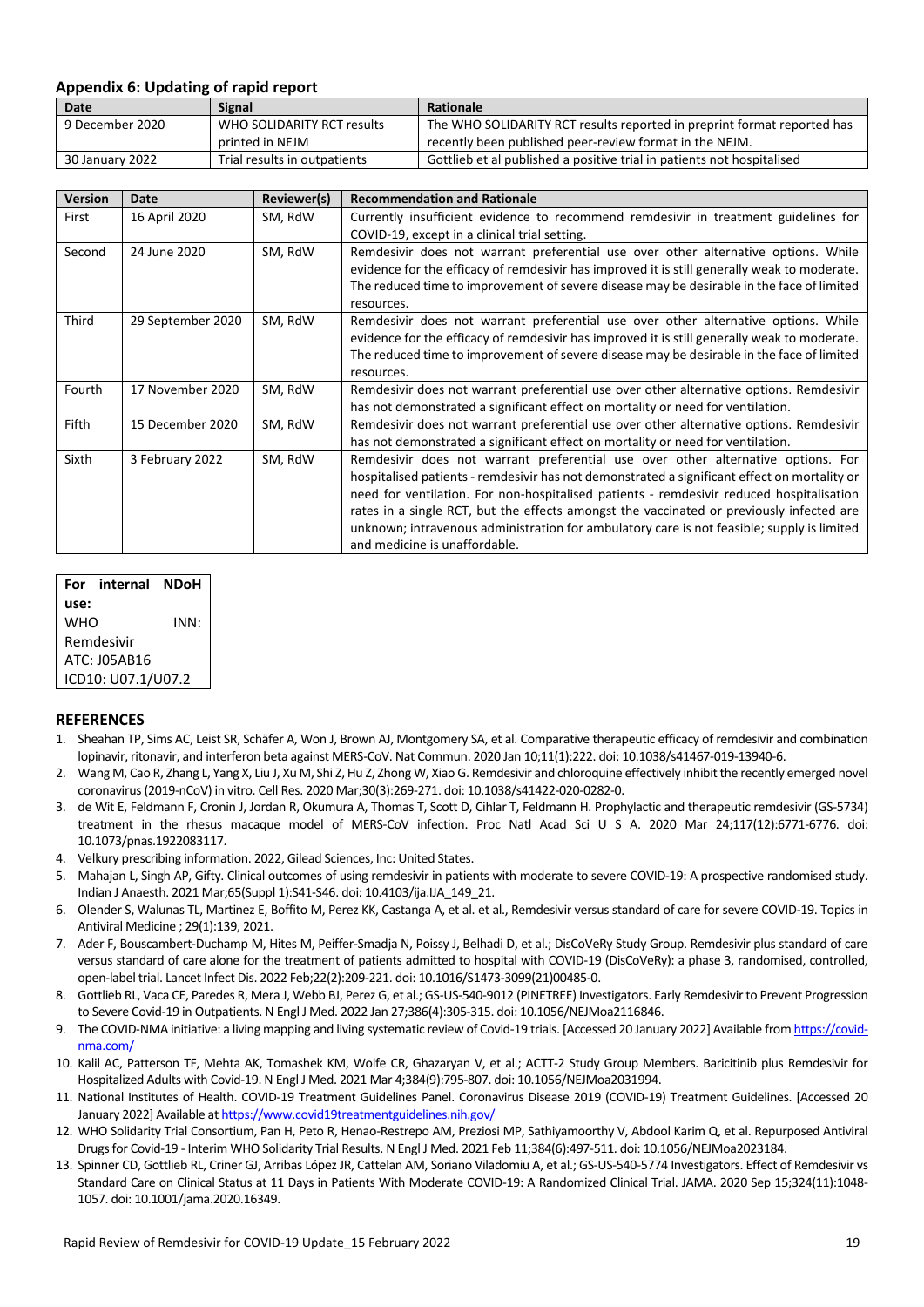### Appendix 6: Updating of rapid report

| Date | Signal | Rationale |
|---|---|---|
| 9 December 2020 | WHO SOLIDARITY RCT results printed in NEJM | The WHO SOLIDARITY RCT results reported in preprint format reported has recently been published peer-review format in the NEJM. |
| 30 January 2022 | Trial results in outpatients | Gottlieb et al published a positive trial in patients not hospitalised |

| Version | Date | Reviewer(s) | Recommendation and Rationale |
|---|---|---|---|
| First | 16 April 2020 | SM, RdW | Currently insufficient evidence to recommend remdesivir in treatment guidelines for COVID-19, except in a clinical trial setting. |
| Second | 24 June 2020 | SM, RdW | Remdesivir does not warrant preferential use over other alternative options. While evidence for the efficacy of remdesivir has improved it is still generally weak to moderate. The reduced time to improvement of severe disease may be desirable in the face of limited resources. |
| Third | 29 September 2020 | SM, RdW | Remdesivir does not warrant preferential use over other alternative options. While evidence for the efficacy of remdesivir has improved it is still generally weak to moderate. The reduced time to improvement of severe disease may be desirable in the face of limited resources. |
| Fourth | 17 November 2020 | SM, RdW | Remdesivir does not warrant preferential use over other alternative options. Remdesivir has not demonstrated a significant effect on mortality or need for ventilation. |
| Fifth | 15 December 2020 | SM, RdW | Remdesivir does not warrant preferential use over other alternative options. Remdesivir has not demonstrated a significant effect on mortality or need for ventilation. |
| Sixth | 3 February 2022 | SM, RdW | Remdesivir does not warrant preferential use over other alternative options. For hospitalised patients - remdesivir has not demonstrated a significant effect on mortality or need for ventilation. For non-hospitalised patients - remdesivir reduced hospitalisation rates in a single RCT, but the effects amongst the vaccinated or previously infected are unknown; intravenous administration for ambulatory care is not feasible; supply is limited and medicine is unaffordable. |

| **For internal NDoH use:** |
|---|
| WHO INN: Remdesivir |
| ATC: J05AB16 |
| ICD10: U07.1/U07.2 |

## REFERENCES

1. Sheahan TP, Sims AC, Leist SR, Schäfer A, Won J, Brown AJ, Montgomery SA, et al. Comparative therapeutic efficacy of remdesivir and combination lopinavir, ritonavir, and interferon beta against MERS-CoV. Nat Commun. 2020 Jan 10;11(1):222. doi: 10.1038/s41467-019-13940-6.
2. Wang M, Cao R, Zhang L, Yang X, Liu J, Xu M, Shi Z, Hu Z, Zhong W, Xiao G. Remdesivir and chloroquine effectively inhibit the recently emerged novel coronavirus (2019-nCoV) in vitro. Cell Res. 2020 Mar;30(3):269-271. doi: 10.1038/s41422-020-0282-0.
3. de Wit E, Feldmann F, Cronin J, Jordan R, Okumura A, Thomas T, Scott D, Cihlar T, Feldmann H. Prophylactic and therapeutic remdesivir (GS-5734) treatment in the rhesus macaque model of MERS-CoV infection. Proc Natl Acad Sci U S A. 2020 Mar 24;117(12):6771-6776. doi: 10.1073/pnas.1922083117.
4. Velkury prescribing information. 2022, Gilead Sciences, Inc: United States.
5. Mahajan L, Singh AP, Gifty. Clinical outcomes of using remdesivir in patients with moderate to severe COVID-19: A prospective randomised study. Indian J Anaesth. 2021 Mar;65(Suppl 1):S41-S46. doi: 10.4103/ija.IJA_149_21.
6. Olender S, Walunas TL, Martinez E, Boffito M, Perez KK, Castanga A, et al. et al., Remdesivir versus standard of care for severe COVID-19. Topics in Antiviral Medicine ; 29(1):139, 2021.
7. Ader F, Bouscambert-Duchamp M, Hites M, Peiffer-Smadja N, Poissy J, Belhadi D, et al.; DisCoVeRy Study Group. Remdesivir plus standard of care versus standard of care alone for the treatment of patients admitted to hospital with COVID-19 (DisCoVeRy): a phase 3, randomised, controlled, open-label trial. Lancet Infect Dis. 2022 Feb;22(2):209-221. doi: 10.1016/S1473-3099(21)00485-0.
8. Gottlieb RL, Vaca CE, Paredes R, Mera J, Webb BJ, Perez G, et al.; GS-US-540-9012 (PINETREE) Investigators. Early Remdesivir to Prevent Progression to Severe Covid-19 in Outpatients. N Engl J Med. 2022 Jan 27;386(4):305-315. doi: 10.1056/NEJMoa2116846.
9. The COVID-NMA initiative: a living mapping and living systematic review of Covid-19 trials. [Accessed 20 January 2022] Available from https://covid-nma.com/
10. Kalil AC, Patterson TF, Mehta AK, Tomashek KM, Wolfe CR, Ghazaryan V, et al.; ACTT-2 Study Group Members. Baricitinib plus Remdesivir for Hospitalized Adults with Covid-19. N Engl J Med. 2021 Mar 4;384(9):795-807. doi: 10.1056/NEJMoa2031994.
11. National Institutes of Health. COVID-19 Treatment Guidelines Panel. Coronavirus Disease 2019 (COVID-19) Treatment Guidelines. [Accessed 20 January 2022] Available at https://www.covid19treatmentguidelines.nih.gov/
12. WHO Solidarity Trial Consortium, Pan H, Peto R, Henao-Restrepo AM, Preziosi MP, Sathiyamoorthy V, Abdool Karim Q, et al. Repurposed Antiviral Drugs for Covid-19 - Interim WHO Solidarity Trial Results. N Engl J Med. 2021 Feb 11;384(6):497-511. doi: 10.1056/NEJMoa2023184.
13. Spinner CD, Gottlieb RL, Criner GJ, Arribas López JR, Cattelan AM, Soriano Viladomiu A, et al.; GS-US-540-5774 Investigators. Effect of Remdesivir vs Standard Care on Clinical Status at 11 Days in Patients With Moderate COVID-19: A Randomized Clinical Trial. JAMA. 2020 Sep 15;324(11):1048-1057. doi: 10.1001/jama.2020.16349.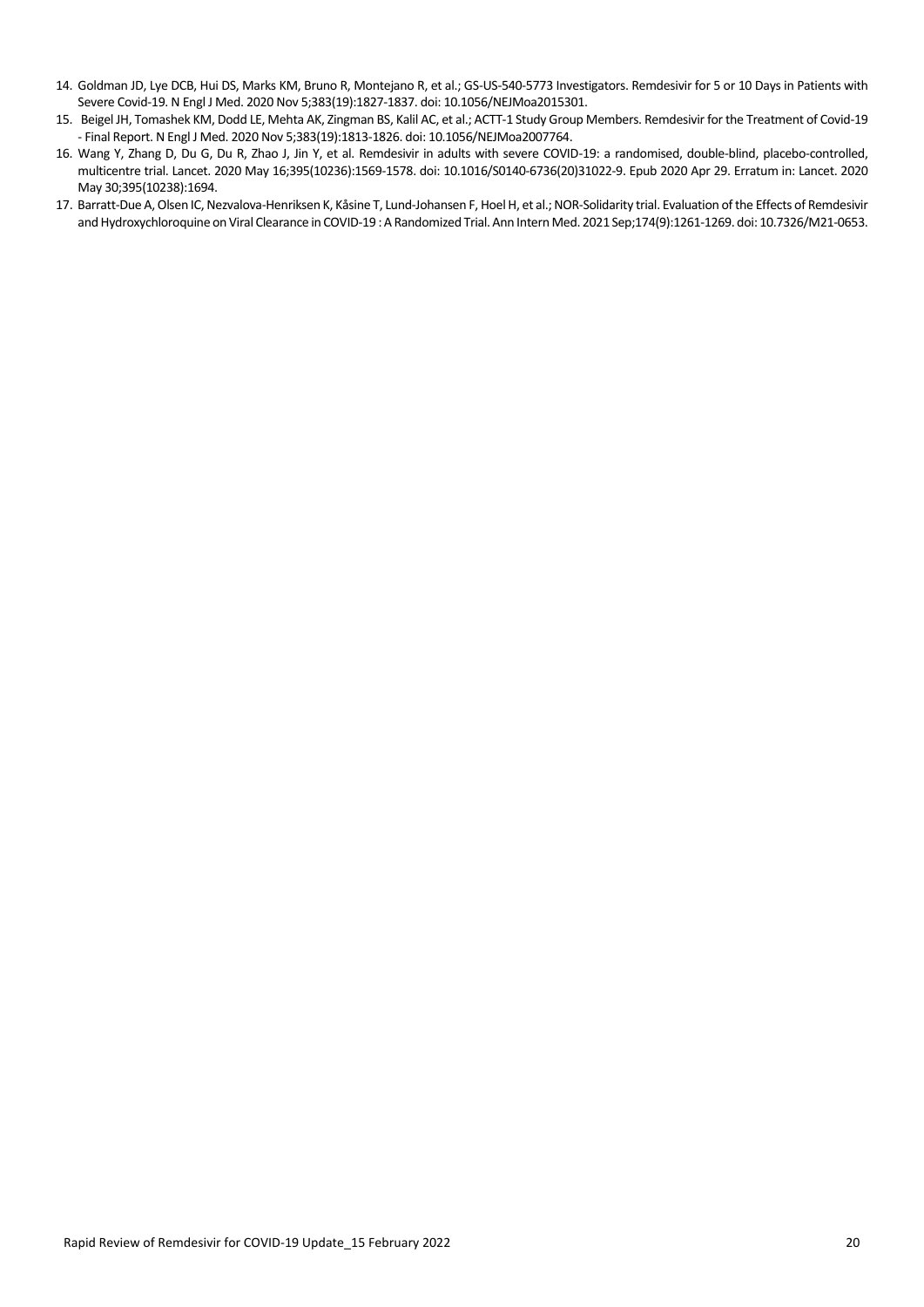14. Goldman JD, Lye DCB, Hui DS, Marks KM, Bruno R, Montejano R, et al.; GS-US-540-5773 Investigators. Remdesivir for 5 or 10 Days in Patients with Severe Covid-19. N Engl J Med. 2020 Nov 5;383(19):1827-1837. doi: 10.1056/NEJMoa2015301.
15. Beigel JH, Tomashek KM, Dodd LE, Mehta AK, Zingman BS, Kalil AC, et al.; ACTT-1 Study Group Members. Remdesivir for the Treatment of Covid-19 - Final Report. N Engl J Med. 2020 Nov 5;383(19):1813-1826. doi: 10.1056/NEJMoa2007764.
16. Wang Y, Zhang D, Du G, Du R, Zhao J, Jin Y, et al. Remdesivir in adults with severe COVID-19: a randomised, double-blind, placebo-controlled, multicentre trial. Lancet. 2020 May 16;395(10236):1569-1578. doi: 10.1016/S0140-6736(20)31022-9. Epub 2020 Apr 29. Erratum in: Lancet. 2020 May 30;395(10238):1694.
17. Barratt-Due A, Olsen IC, Nezvalova-Henriksen K, Kåsine T, Lund-Johansen F, Hoel H, et al.; NOR-Solidarity trial. Evaluation of the Effects of Remdesivir and Hydroxychloroquine on Viral Clearance in COVID-19 : A Randomized Trial. Ann Intern Med. 2021 Sep;174(9):1261-1269. doi: 10.7326/M21-0653.